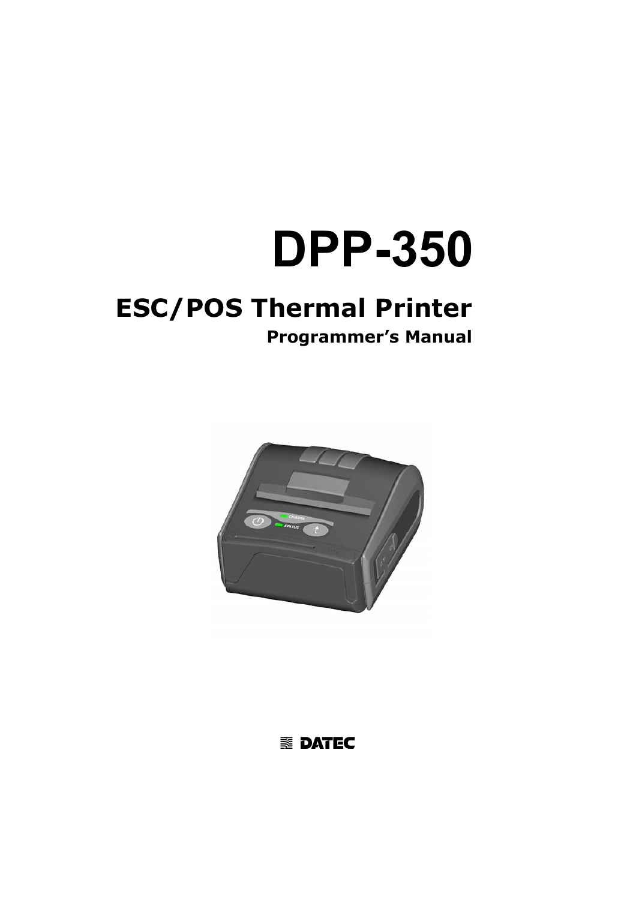# DPP-350

## ESC/POS Thermal Printer

### Programmer's Manual

DATEC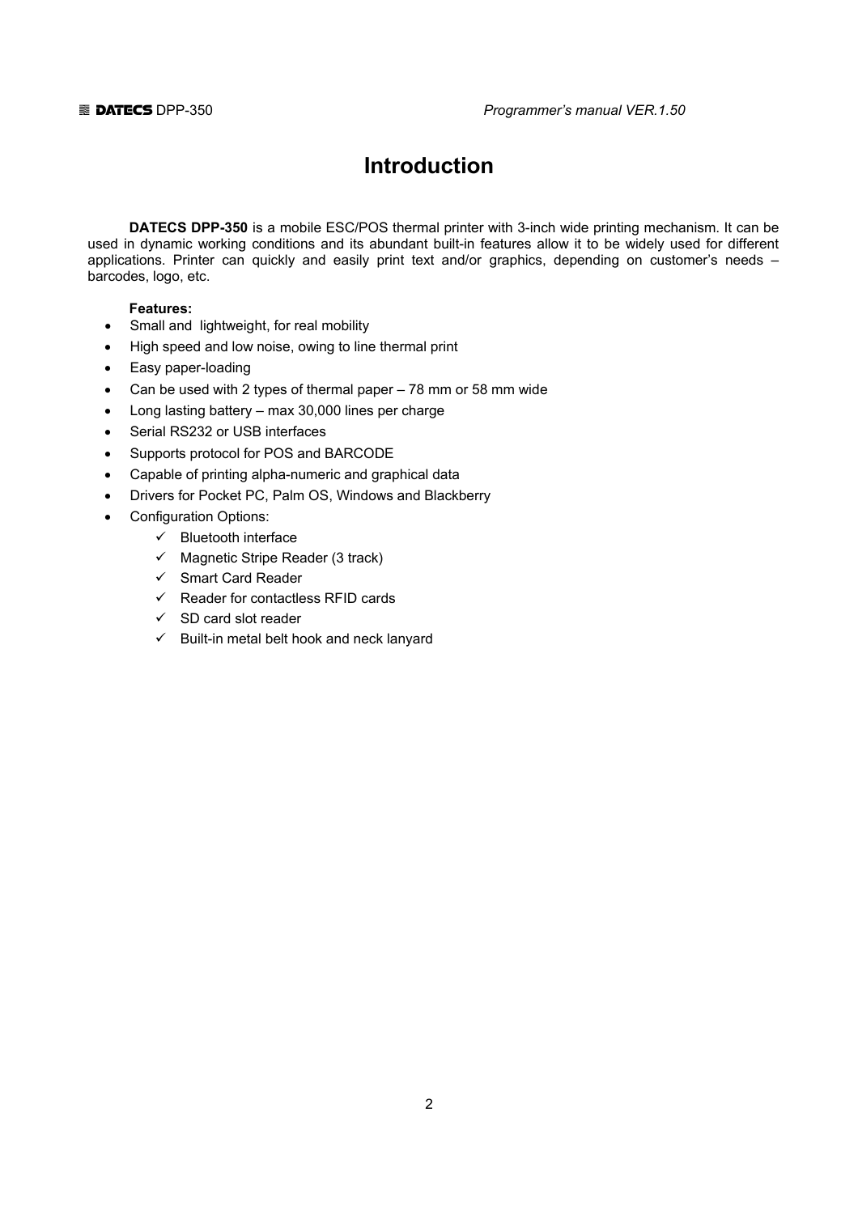# Introduction

**DATECS DPP-350** is a mobile ESC/POS thermal printer with 3-inch wide printing mechanism. It can be used in dynamic working conditions and its abundant built-in features allow it to be widely used for different applications. Printer can quickly and easily print text and/or graphics, depending on customer's needs – barcodes, logo, etc.

**Features:**

- Small and lightweight, for real mobility
- High speed and low noise, owing to line thermal print
- Easy paper-loading
- Can be used with 2 types of thermal paper – 78 mm or 58 mm wide
- Long lasting battery – max 30,000 lines per charge
- Serial RS232 or USB interfaces
- Supports protocol for POS and BARCODE
- Capable of printing alpha-numeric and graphical data
- Drivers for Pocket PC, Palm OS, Windows and Blackberry
- Configuration Options:
  - ✓ Bluetooth interface
  - ✓ Magnetic Stripe Reader (3 track)
  - ✓ Smart Card Reader
  - ✓ Reader for contactless RFID cards
  - ✓ SD card slot reader
  - ✓ Built-in metal belt hook and neck lanyard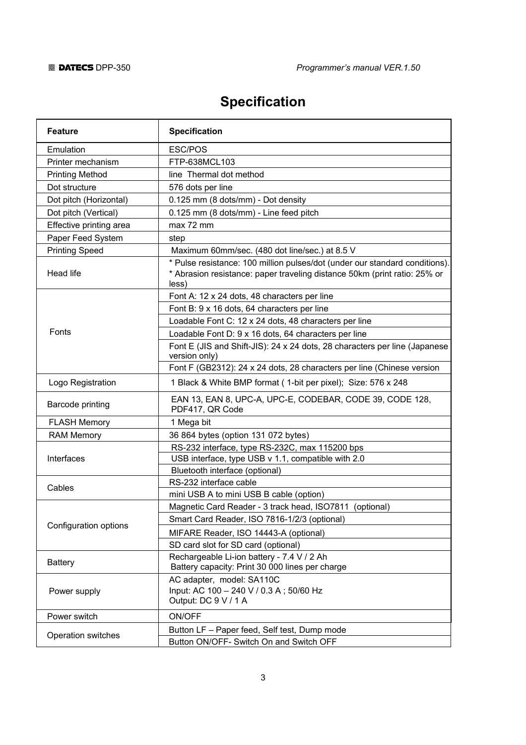# Specification

| Feature | Specification |
|---|---|
| Emulation | ESC/POS |
| Printer mechanism | FTP-638MCL103 |
| Printing Method | line Thermal dot method |
| Dot structure | 576 dots per line |
| Dot pitch (Horizontal) | 0.125 mm (8 dots/mm) - Dot density |
| Dot pitch (Vertical) | 0.125 mm (8 dots/mm) - Line feed pitch |
| Effective printing area | max 72 mm |
| Paper Feed System | step |
| Printing Speed | Maximum 60mm/sec. (480 dot line/sec.) at 8.5 V |
| Head life | * Pulse resistance: 100 million pulses/dot (under our standard conditions).<br>* Abrasion resistance: paper traveling distance 50km (print ratio: 25% or less) |
| Fonts | Font A: 12 x 24 dots, 48 characters per line |
| | Font B: 9 x 16 dots, 64 characters per line |
| | Loadable Font C: 12 x 24 dots, 48 characters per line |
| | Loadable Font D: 9 x 16 dots, 64 characters per line |
| | Font E (JIS and Shift-JIS): 24 x 24 dots, 28 characters per line (Japanese version only) |
| | Font F (GB2312): 24 x 24 dots, 28 characters per line (Chinese version |
| Logo Registration | 1 Black & White BMP format ( 1-bit per pixel); Size: 576 x 248 |
| Barcode printing | EAN 13, EAN 8, UPC-A, UPC-E, CODEBAR, CODE 39, CODE 128, PDF417, QR Code |
| FLASH Memory | 1 Mega bit |
| RAM Memory | 36 864 bytes (option 131 072 bytes) |
| Interfaces | RS-232 interface, type RS-232C, max 115200 bps |
| | USB interface, type USB v 1.1, compatible with 2.0 |
| | Bluetooth interface (optional) |
| Cables | RS-232 interface cable |
| | mini USB A to mini USB B cable (option) |
| Configuration options | Magnetic Card Reader - 3 track head, ISO7811 (optional) |
| | Smart Card Reader, ISO 7816-1/2/3 (optional) |
| | MIFARE Reader, ISO 14443-A (optional) |
| | SD card slot for SD card (optional) |
| Battery | Rechargeable Li-ion battery - 7.4 V / 2 Ah<br>Battery capacity: Print 30 000 lines per charge |
| Power supply | AC adapter, model: SA110C<br>Input: AC 100 – 240 V / 0.3 A ; 50/60 Hz<br>Output: DC 9 V / 1 A |
| Power switch | ON/OFF |
| Operation switches | Button LF – Paper feed, Self test, Dump mode |
| | Button ON/OFF- Switch On and Switch OFF |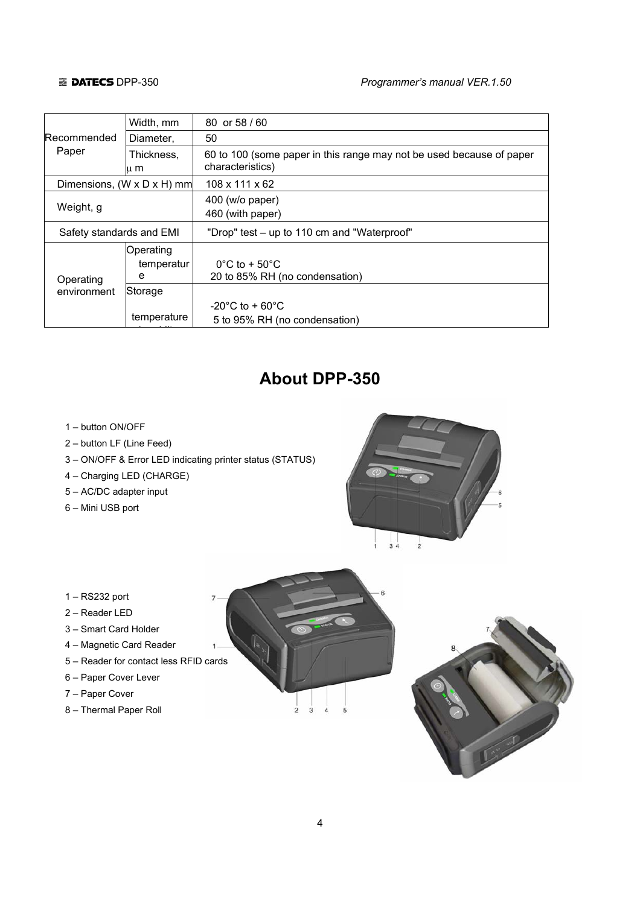| | | |
|---|---|---|
| Recommended Paper | Width, mm | 80 or 58 / 60 |
| | Diameter, | 50 |
| | Thickness, μ m | 60 to 100 (some paper in this range may not be used because of paper characteristics) |
| Dimensions, (W x D x H) mm | | 108 x 111 x 62 |
| Weight, g | | 400 (w/o paper)<br>460 (with paper) |
| Safety standards and EMI | | "Drop" test – up to 110 cm and "Waterproof" |
| Operating environment | Operating temperature | 0°C to + 50°C<br>20 to 85% RH (no condensation) |
| | Storage temperature | -20°C to + 60°C<br>5 to 95% RH (no condensation) |

# About DPP-350

1 – button ON/OFF
2 – button LF (Line Feed)
3 – ON/OFF & Error LED indicating printer status (STATUS)
4 – Charging LED (CHARGE)
5 – AC/DC adapter input
6 – Mini USB port

1 – RS232 port
2 – Reader LED
3 – Smart Card Holder
4 – Magnetic Card Reader
5 – Reader for contact less RFID cards
6 – Paper Cover Lever
7 – Paper Cover
8 – Thermal Paper Roll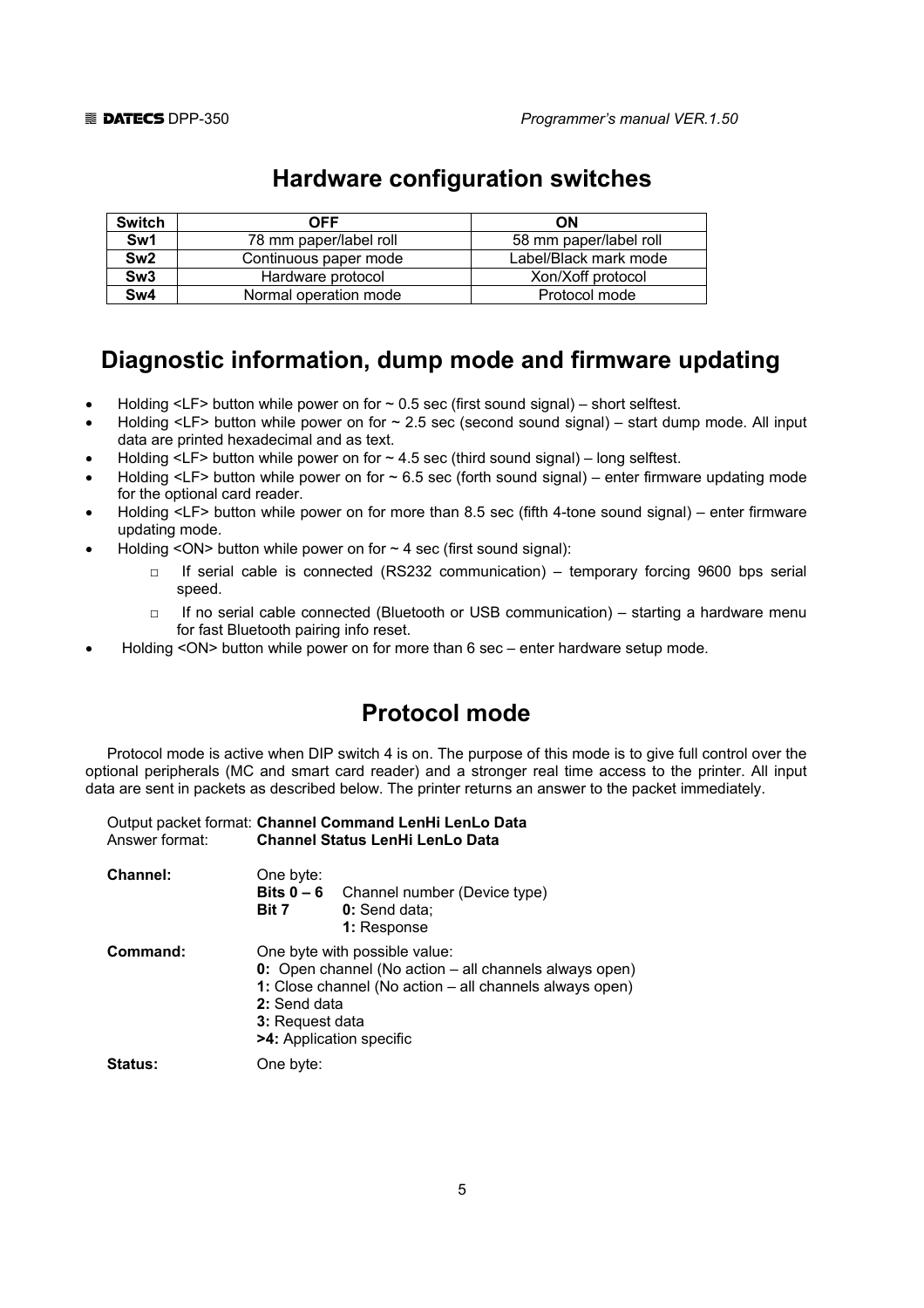## Hardware configuration switches

| Switch | OFF | ON |
|---|---|---|
| Sw1 | 78 mm paper/label roll | 58 mm paper/label roll |
| Sw2 | Continuous paper mode | Label/Black mark mode |
| Sw3 | Hardware protocol | Xon/Xoff protocol |
| Sw4 | Normal operation mode | Protocol mode |

## Diagnostic information, dump mode and firmware updating

- Holding <LF> button while power on for ~ 0.5 sec (first sound signal) – short selftest.
- Holding <LF> button while power on for ~ 2.5 sec (second sound signal) – start dump mode. All input data are printed hexadecimal and as text.
- Holding <LF> button while power on for ~ 4.5 sec (third sound signal) – long selftest.
- Holding <LF> button while power on for ~ 6.5 sec (forth sound signal) – enter firmware updating mode for the optional card reader.
- Holding <LF> button while power on for more than 8.5 sec (fifth 4-tone sound signal) – enter firmware updating mode.
- Holding <ON> button while power on for ~ 4 sec (first sound signal):
  - If serial cable is connected (RS232 communication) – temporary forcing 9600 bps serial speed.
  - If no serial cable connected (Bluetooth or USB communication) – starting a hardware menu for fast Bluetooth pairing info reset.
- Holding <ON> button while power on for more than 6 sec – enter hardware setup mode.

## Protocol mode

Protocol mode is active when DIP switch 4 is on. The purpose of this mode is to give full control over the optional peripherals (MC and smart card reader) and a stronger real time access to the printer. All input data are sent in packets as described below. The printer returns an answer to the packet immediately.

Output packet format: **Channel Command LenHi LenLo Data**
Answer format: **Channel Status LenHi LenLo Data**

**Channel:** One byte:
- **Bits 0 – 6** Channel number (Device type)
- **Bit 7** **0:** Send data; **1:** Response

**Command:** One byte with possible value:
- **0:** Open channel (No action – all channels always open)
- **1:** Close channel (No action – all channels always open)
- **2:** Send data
- **3:** Request data
- **>4:** Application specific

**Status:** One byte: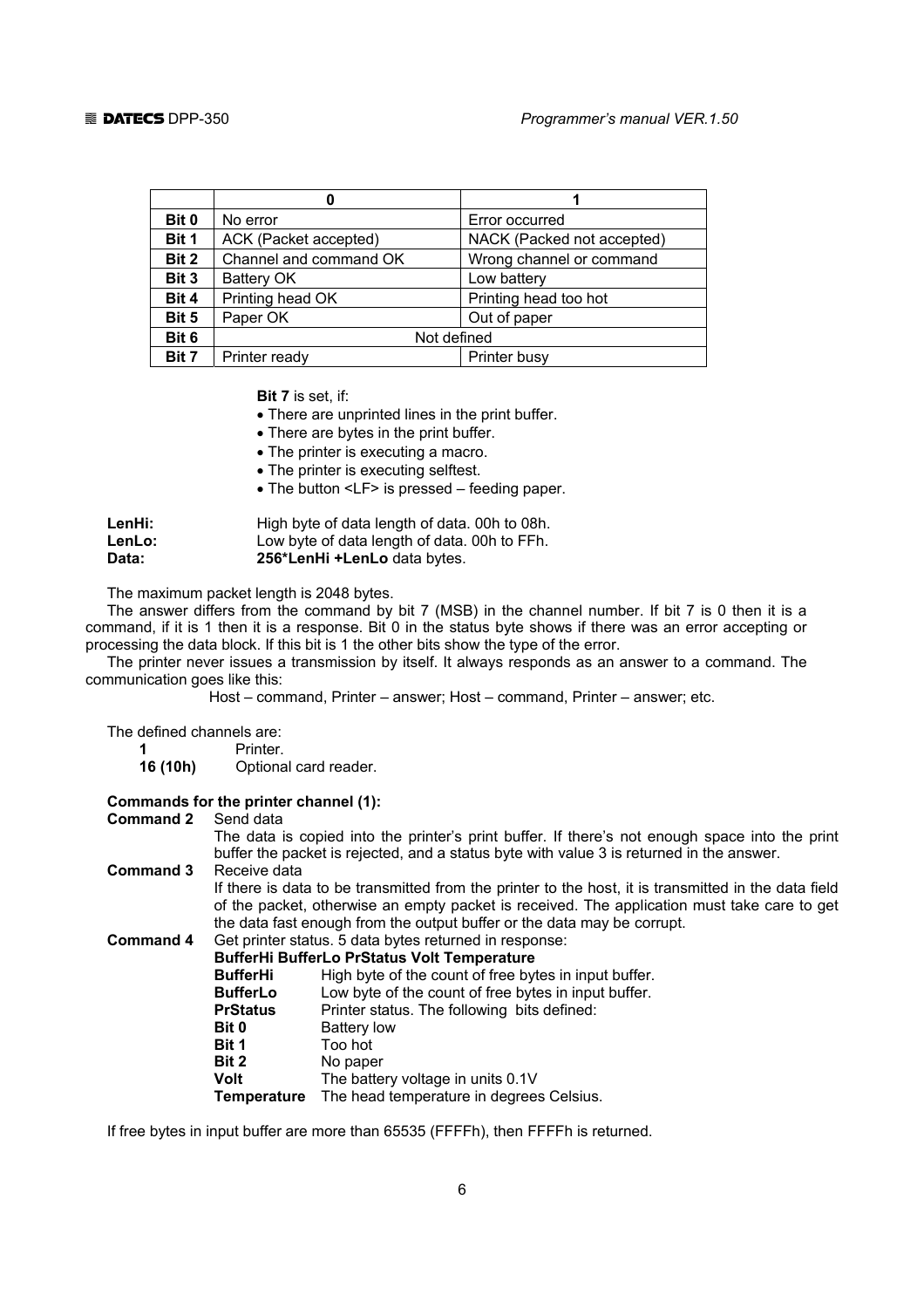|  | 0 | 1 |
|---|---|---|
| **Bit 0** | No error | Error occurred |
| **Bit 1** | ACK (Packet accepted) | NACK (Packed not accepted) |
| **Bit 2** | Channel and command OK | Wrong channel or command |
| **Bit 3** | Battery OK | Low battery |
| **Bit 4** | Printing head OK | Printing head too hot |
| **Bit 5** | Paper OK | Out of paper |
| **Bit 6** | Not defined | |
| **Bit 7** | Printer ready | Printer busy |

**Bit 7** is set, if:

- There are unprinted lines in the print buffer.
- There are bytes in the print buffer.
- The printer is executing a macro.
- The printer is executing selftest.
- The button <LF> is pressed – feeding paper.

**LenHi:** High byte of data length of data. 00h to 08h.
**LenLo:** Low byte of data length of data. 00h to FFh.
**Data:** **256*LenHi +LenLo** data bytes.

The maximum packet length is 2048 bytes.

The answer differs from the command by bit 7 (MSB) in the channel number. If bit 7 is 0 then it is a command, if it is 1 then it is a response. Bit 0 in the status byte shows if there was an error accepting or processing the data block. If this bit is 1 the other bits show the type of the error.

The printer never issues a transmission by itself. It always responds as an answer to a command. The communication goes like this:

Host – command, Printer – answer; Host – command, Printer – answer; etc.

The defined channels are:

**1** Printer.
**16 (10h)** Optional card reader.

**Commands for the printer channel (1):**

**Command 2** Send data
The data is copied into the printer's print buffer. If there's not enough space into the print buffer the packet is rejected, and a status byte with value 3 is returned in the answer.

**Command 3** Receive data
If there is data to be transmitted from the printer to the host, it is transmitted in the data field of the packet, otherwise an empty packet is received. The application must take care to get the data fast enough from the output buffer or the data may be corrupt.

**Command 4** Get printer status. 5 data bytes returned in response:
**BufferHi BufferLo PrStatus Volt Temperature**

| | |
|---|---|
| **BufferHi** | High byte of the count of free bytes in input buffer. |
| **BufferLo** | Low byte of the count of free bytes in input buffer. |
| **PrStatus** | Printer status. The following bits defined: |
| **Bit 0** | Battery low |
| **Bit 1** | Too hot |
| **Bit 2** | No paper |
| **Volt** | The battery voltage in units 0.1V |
| **Temperature** | The head temperature in degrees Celsius. |

If free bytes in input buffer are more than 65535 (FFFFh), then FFFFh is returned.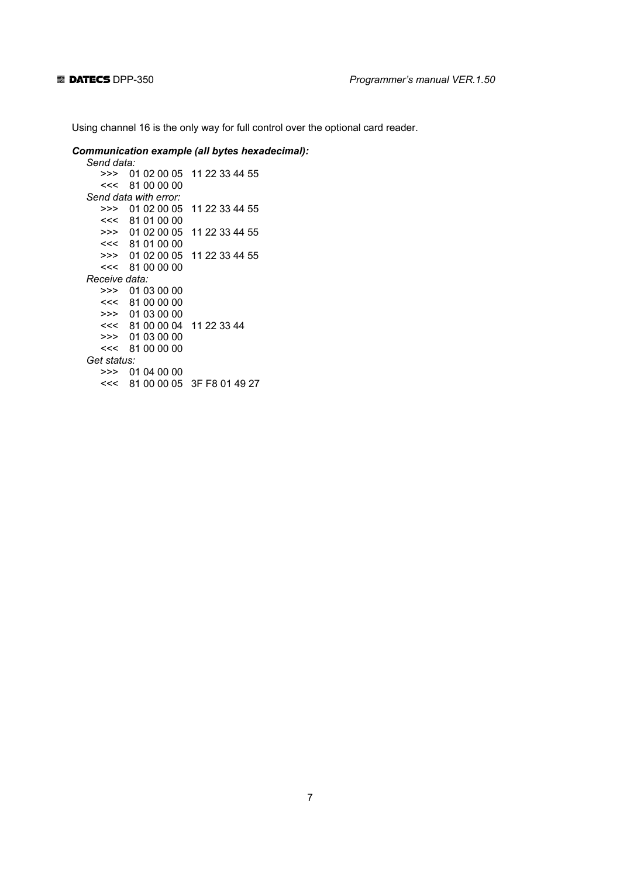Using channel 16 is the only way for full control over the optional card reader.

***Communication example (all bytes hexadecimal):***

*Send data:*

```
>>>  01 02 00 05   11 22 33 44 55
<<<  81 00 00 00
```

*Send data with error:*

```
>>>  01 02 00 05   11 22 33 44 55
<<<  81 01 00 00
>>>  01 02 00 05   11 22 33 44 55
<<<  81 01 00 00
>>>  01 02 00 05   11 22 33 44 55
<<<  81 00 00 00
```

*Receive data:*

```
>>>  01 03 00 00
<<<  81 00 00 00
>>>  01 03 00 00
<<<  81 00 00 04   11 22 33 44
>>>  01 03 00 00
<<<  81 00 00 00
```

*Get status:*

```
>>>  01 04 00 00
<<<  81 00 00 05   3F F8 01 49 27
```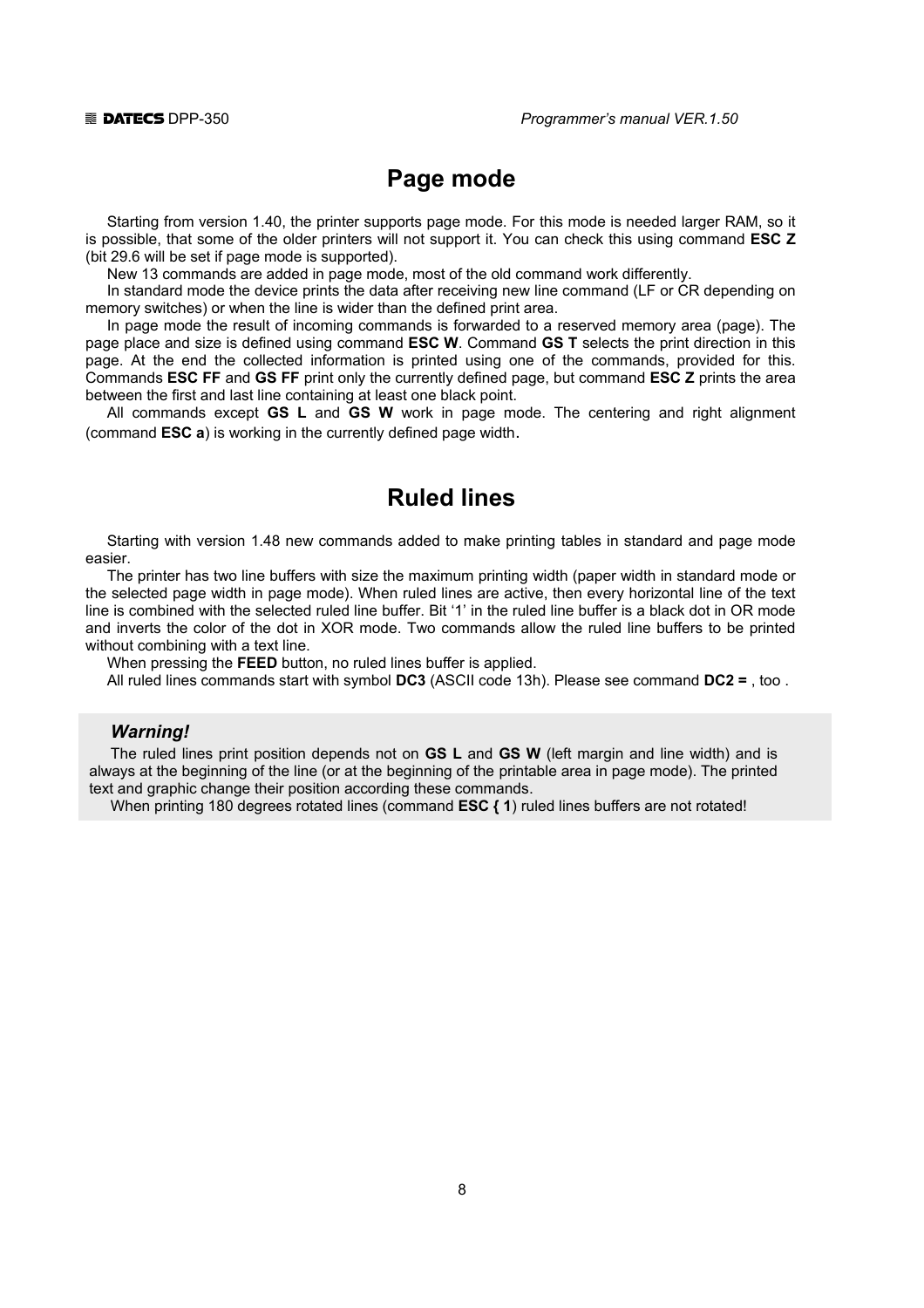# Page mode

Starting from version 1.40, the printer supports page mode. For this mode is needed larger RAM, so it is possible, that some of the older printers will not support it. You can check this using command **ESC Z** (bit 29.6 will be set if page mode is supported).

New 13 commands are added in page mode, most of the old command work differently.

In standard mode the device prints the data after receiving new line command (LF or CR depending on memory switches) or when the line is wider than the defined print area.

In page mode the result of incoming commands is forwarded to a reserved memory area (page). The page place and size is defined using command **ESC W**. Command **GS T** selects the print direction in this page. At the end the collected information is printed using one of the commands, provided for this. Commands **ESC FF** and **GS FF** print only the currently defined page, but command **ESC Z** prints the area between the first and last line containing at least one black point.

All commands except **GS L** and **GS W** work in page mode. The centering and right alignment (command **ESC a**) is working in the currently defined page width.

# Ruled lines

Starting with version 1.48 new commands added to make printing tables in standard and page mode easier.

The printer has two line buffers with size the maximum printing width (paper width in standard mode or the selected page width in page mode). When ruled lines are active, then every horizontal line of the text line is combined with the selected ruled line buffer. Bit '1' in the ruled line buffer is a black dot in OR mode and inverts the color of the dot in XOR mode. Two commands allow the ruled line buffers to be printed without combining with a text line.

When pressing the **FEED** button, no ruled lines buffer is applied.

All ruled lines commands start with symbol **DC3** (ASCII code 13h). Please see command **DC2 =** , too .

***Warning!***

The ruled lines print position depends not on **GS L** and **GS W** (left margin and line width) and is always at the beginning of the line (or at the beginning of the printable area in page mode). The printed text and graphic change their position according these commands.

When printing 180 degrees rotated lines (command **ESC { 1**) ruled lines buffers are not rotated!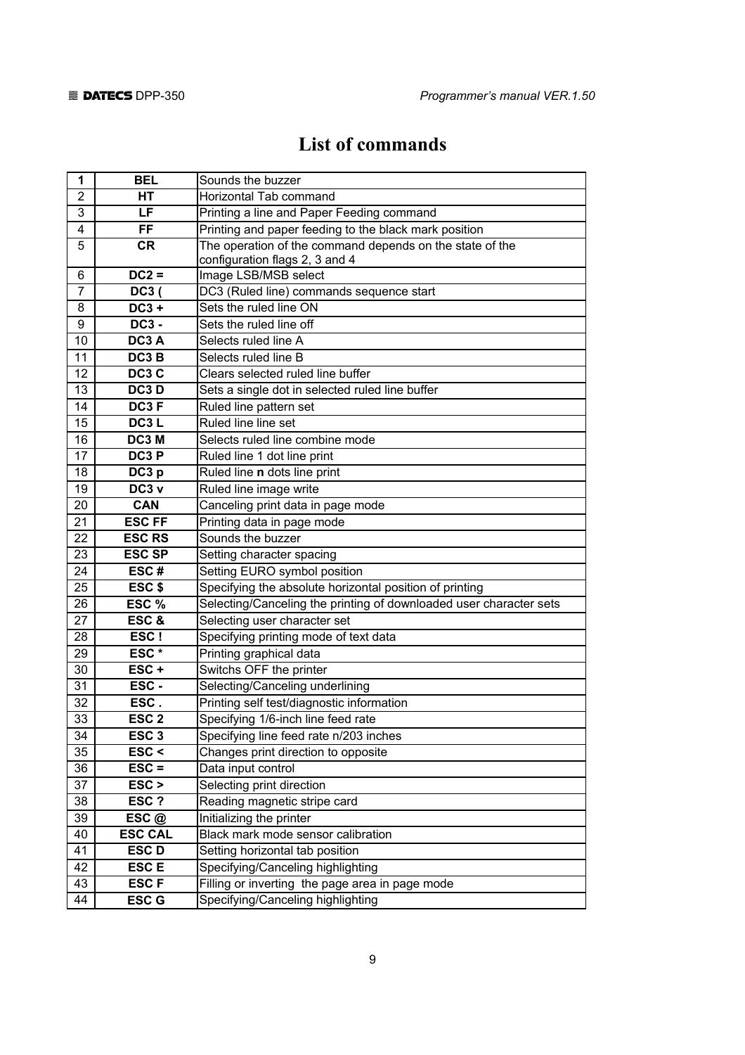# List of commands

| 1 | BEL | Sounds the buzzer |
|---|---|---|
| 2 | HT | Horizontal Tab command |
| 3 | LF | Printing a line and Paper Feeding command |
| 4 | FF | Printing and paper feeding to the black mark position |
| 5 | CR | The operation of the command depends on the state of the configuration flags 2, 3 and 4 |
| 6 | DC2 = | Image LSB/MSB select |
| 7 | DC3 ( | DC3 (Ruled line) commands sequence start |
| 8 | DC3 + | Sets the ruled line ON |
| 9 | DC3 - | Sets the ruled line off |
| 10 | DC3 A | Selects ruled line A |
| 11 | DC3 B | Selects ruled line B |
| 12 | DC3 C | Clears selected ruled line buffer |
| 13 | DC3 D | Sets a single dot in selected ruled line buffer |
| 14 | DC3 F | Ruled line pattern set |
| 15 | DC3 L | Ruled line line set |
| 16 | DC3 M | Selects ruled line combine mode |
| 17 | DC3 P | Ruled line 1 dot line print |
| 18 | DC3 p | Ruled line **n** dots line print |
| 19 | DC3 v | Ruled line image write |
| 20 | CAN | Canceling print data in page mode |
| 21 | ESC FF | Printing data in page mode |
| 22 | ESC RS | Sounds the buzzer |
| 23 | ESC SP | Setting character spacing |
| 24 | ESC # | Setting EURO symbol position |
| 25 | ESC $ | Specifying the absolute horizontal position of printing |
| 26 | ESC % | Selecting/Canceling the printing of downloaded user character sets |
| 27 | ESC & | Selecting user character set |
| 28 | ESC ! | Specifying printing mode of text data |
| 29 | ESC * | Printing graphical data |
| 30 | ESC + | Switchs OFF the printer |
| 31 | ESC - | Selecting/Canceling underlining |
| 32 | ESC . | Printing self test/diagnostic information |
| 33 | ESC 2 | Specifying 1/6-inch line feed rate |
| 34 | ESC 3 | Specifying line feed rate n/203 inches |
| 35 | ESC < | Changes print direction to opposite |
| 36 | ESC = | Data input control |
| 37 | ESC > | Selecting print direction |
| 38 | ESC ? | Reading magnetic stripe card |
| 39 | ESC @ | Initializing the printer |
| 40 | ESC CAL | Black mark mode sensor calibration |
| 41 | ESC D | Setting horizontal tab position |
| 42 | ESC E | Specifying/Canceling highlighting |
| 43 | ESC F | Filling or inverting the page area in page mode |
| 44 | ESC G | Specifying/Canceling highlighting |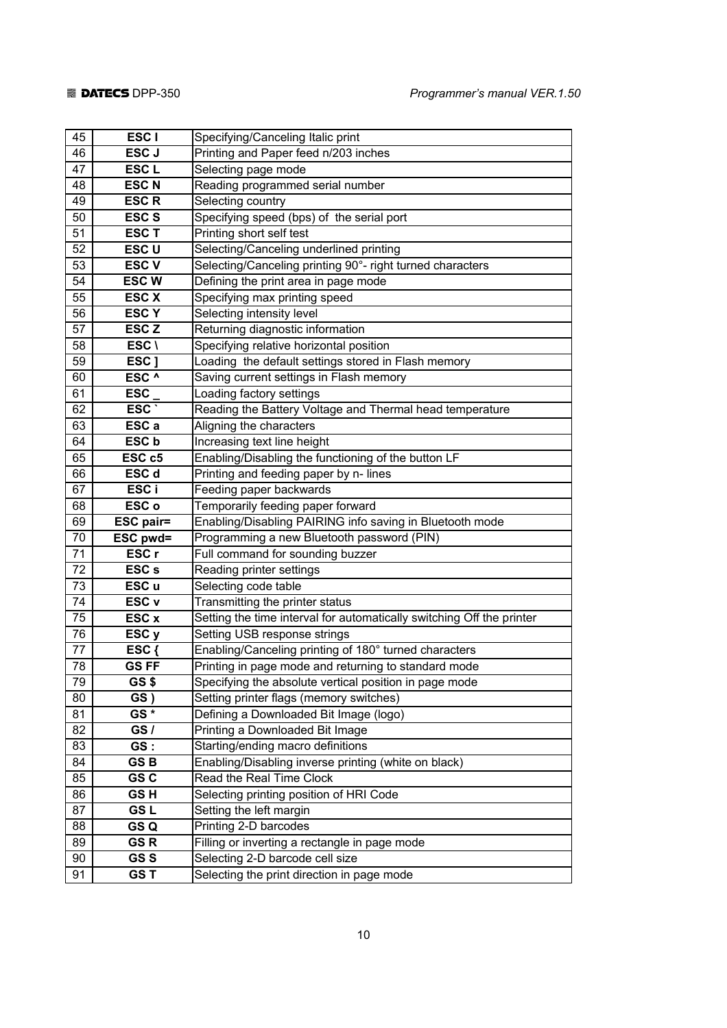| 45 | **ESC I** | Specifying/Canceling Italic print |
|---|---|---|
| 46 | **ESC J** | Printing and Paper feed n/203 inches |
| 47 | **ESC L** | Selecting page mode |
| 48 | **ESC N** | Reading programmed serial number |
| 49 | **ESC R** | Selecting country |
| 50 | **ESC S** | Specifying speed (bps) of the serial port |
| 51 | **ESC T** | Printing short self test |
| 52 | **ESC U** | Selecting/Canceling underlined printing |
| 53 | **ESC V** | Selecting/Canceling printing 90°- right turned characters |
| 54 | **ESC W** | Defining the print area in page mode |
| 55 | **ESC X** | Specifying max printing speed |
| 56 | **ESC Y** | Selecting intensity level |
| 57 | **ESC Z** | Returning diagnostic information |
| 58 | **ESC \** | Specifying relative horizontal position |
| 59 | **ESC ]** | Loading the default settings stored in Flash memory |
| 60 | **ESC ^** | Saving current settings in Flash memory |
| 61 | **ESC _** | Loading factory settings |
| 62 | **ESC `** | Reading the Battery Voltage and Thermal head temperature |
| 63 | **ESC a** | Aligning the characters |
| 64 | **ESC b** | Increasing text line height |
| 65 | **ESC c5** | Enabling/Disabling the functioning of the button LF |
| 66 | **ESC d** | Printing and feeding paper by n- lines |
| 67 | **ESC i** | Feeding paper backwards |
| 68 | **ESC o** | Temporarily feeding paper forward |
| 69 | **ESC pair=** | Enabling/Disabling PAIRING info saving in Bluetooth mode |
| 70 | **ESC pwd=** | Programming a new Bluetooth password (PIN) |
| 71 | **ESC r** | Full command for sounding buzzer |
| 72 | **ESC s** | Reading printer settings |
| 73 | **ESC u** | Selecting code table |
| 74 | **ESC v** | Transmitting the printer status |
| 75 | **ESC x** | Setting the time interval for automatically switching Off the printer |
| 76 | **ESC y** | Setting USB response strings |
| 77 | **ESC {** | Enabling/Canceling printing of 180° turned characters |
| 78 | **GS FF** | Printing in page mode and returning to standard mode |
| 79 | **GS $** | Specifying the absolute vertical position in page mode |
| 80 | **GS )** | Setting printer flags (memory switches) |
| 81 | **GS *** | Defining a Downloaded Bit Image (logo) |
| 82 | **GS /** | Printing a Downloaded Bit Image |
| 83 | **GS :** | Starting/ending macro definitions |
| 84 | **GS B** | Enabling/Disabling inverse printing (white on black) |
| 85 | **GS C** | Read the Real Time Clock |
| 86 | **GS H** | Selecting printing position of HRI Code |
| 87 | **GS L** | Setting the left margin |
| 88 | **GS Q** | Printing 2-D barcodes |
| 89 | **GS R** | Filling or inverting a rectangle in page mode |
| 90 | **GS S** | Selecting 2-D barcode cell size |
| 91 | **GS T** | Selecting the print direction in page mode |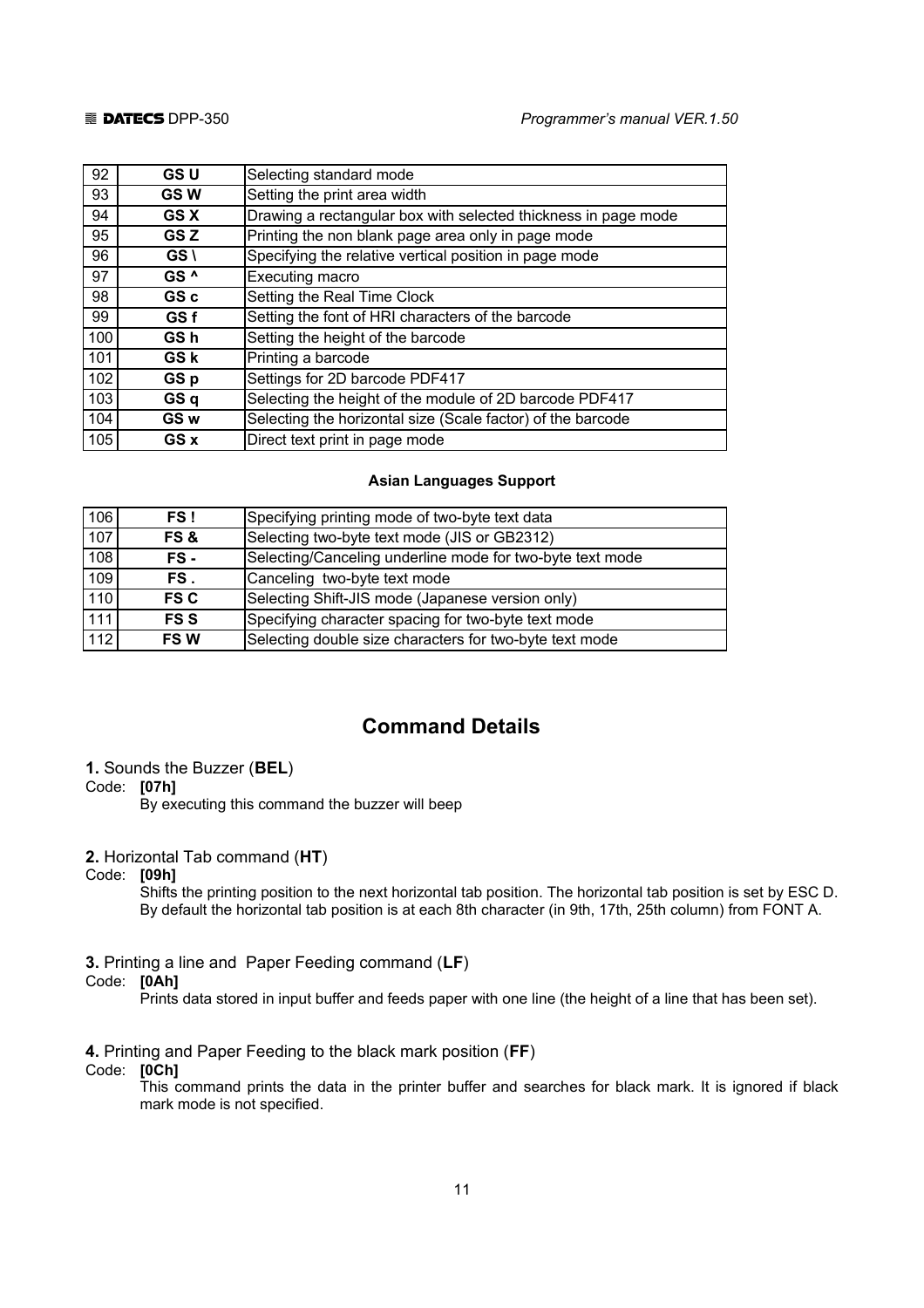| 92 | **GS U** | Selecting standard mode |
|---|---|---|
| 93 | **GS W** | Setting the print area width |
| 94 | **GS X** | Drawing a rectangular box with selected thickness in page mode |
| 95 | **GS Z** | Printing the non blank page area only in page mode |
| 96 | **GS \** | Specifying the relative vertical position in page mode |
| 97 | **GS ^** | Executing macro |
| 98 | **GS c** | Setting the Real Time Clock |
| 99 | **GS f** | Setting the font of HRI characters of the barcode |
| 100 | **GS h** | Setting the height of the barcode |
| 101 | **GS k** | Printing a barcode |
| 102 | **GS p** | Settings for 2D barcode PDF417 |
| 103 | **GS q** | Selecting the height of the module of 2D barcode PDF417 |
| 104 | **GS w** | Selecting the horizontal size (Scale factor) of the barcode |
| 105 | **GS x** | Direct text print in page mode |

**Asian Languages Support**

| 106 | **FS !** | Specifying printing mode of two-byte text data |
|---|---|---|
| 107 | **FS &** | Selecting two-byte text mode (JIS or GB2312) |
| 108 | **FS -** | Selecting/Canceling underline mode for two-byte text mode |
| 109 | **FS .** | Canceling two-byte text mode |
| 110 | **FS C** | Selecting Shift-JIS mode (Japanese version only) |
| 111 | **FS S** | Specifying character spacing for two-byte text mode |
| 112 | **FS W** | Selecting double size characters for two-byte text mode |

# Command Details

**1.** Sounds the Buzzer (**BEL**)

Code: **[07h]**

By executing this command the buzzer will beep

**2.** Horizontal Tab command (**HT**)

Code: **[09h]**

Shifts the printing position to the next horizontal tab position. The horizontal tab position is set by ESC D. By default the horizontal tab position is at each 8th character (in 9th, 17th, 25th column) from FONT A.

**3.** Printing a line and Paper Feeding command (**LF**)

Code: **[0Ah]**

Prints data stored in input buffer and feeds paper with one line (the height of a line that has been set).

**4.** Printing and Paper Feeding to the black mark position (**FF**)

Code: **[0Ch]**

This command prints the data in the printer buffer and searches for black mark. It is ignored if black mark mode is not specified.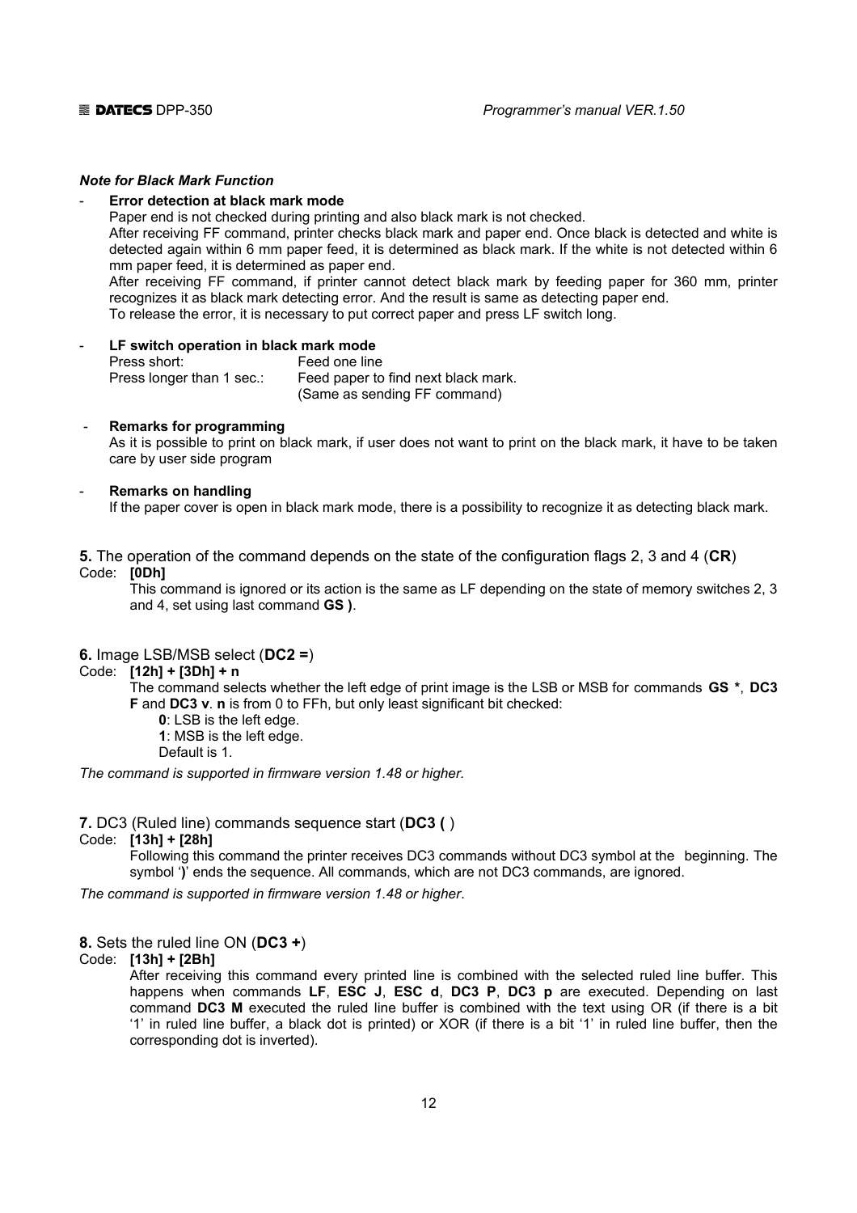***Note for Black Mark Function***

- **Error detection at black mark mode**

  Paper end is not checked during printing and also black mark is not checked.
  After receiving FF command, printer checks black mark and paper end. Once black is detected and white is detected again within 6 mm paper feed, it is determined as black mark. If the white is not detected within 6 mm paper feed, it is determined as paper end.
  After receiving FF command, if printer cannot detect black mark by feeding paper for 360 mm, printer recognizes it as black mark detecting error. And the result is same as detecting paper end.
  To release the error, it is necessary to put correct paper and press LF switch long.

- **LF switch operation in black mark mode**

  | | |
  |---|---|
  | Press short: | Feed one line |
  | Press longer than 1 sec.: | Feed paper to find next black mark. (Same as sending FF command) |

- **Remarks for programming**

  As it is possible to print on black mark, if user does not want to print on the black mark, it have to be taken care by user side program

- **Remarks on handling**

  If the paper cover is open in black mark mode, there is a possibility to recognize it as detecting black mark.

**5.** The operation of the command depends on the state of the configuration flags 2, 3 and 4 (**CR**)

Code: **[0Dh]**

This command is ignored or its action is the same as LF depending on the state of memory switches 2, 3 and 4, set using last command **GS )**.

**6.** Image LSB/MSB select (**DC2 =**)

Code: **[12h] + [3Dh] + n**

The command selects whether the left edge of print image is the LSB or MSB for commands **GS \***, **DC3 F** and **DC3 v**. **n** is from 0 to FFh, but only least significant bit checked:

**0**: LSB is the left edge.
**1**: MSB is the left edge.
Default is 1.

*The command is supported in firmware version 1.48 or higher.*

**7.** DC3 (Ruled line) commands sequence start (**DC3 (** )

Code: **[13h] + [28h]**

Following this command the printer receives DC3 commands without DC3 symbol at the beginning. The symbol '**)**' ends the sequence. All commands, which are not DC3 commands, are ignored.

*The command is supported in firmware version 1.48 or higher*.

**8.** Sets the ruled line ON (**DC3 +**)

Code: **[13h] + [2Bh]**

After receiving this command every printed line is combined with the selected ruled line buffer. This happens when commands **LF**, **ESC J**, **ESC d**, **DC3 P**, **DC3 p** are executed. Depending on last command **DC3 M** executed the ruled line buffer is combined with the text using OR (if there is a bit '1' in ruled line buffer, a black dot is printed) or XOR (if there is a bit '1' in ruled line buffer, then the corresponding dot is inverted).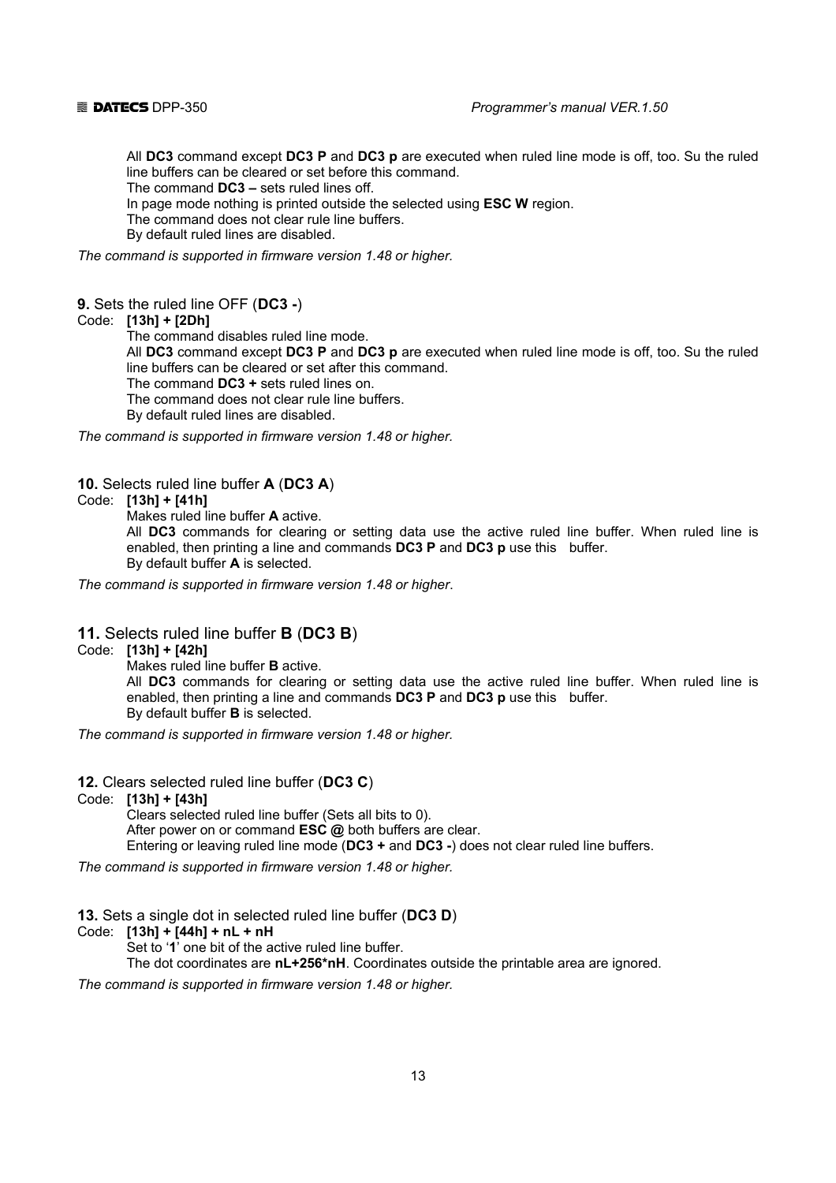All **DC3** command except **DC3 P** and **DC3 p** are executed when ruled line mode is off, too. Su the ruled line buffers can be cleared or set before this command.
The command **DC3 –** sets ruled lines off.
In page mode nothing is printed outside the selected using **ESC W** region.
The command does not clear rule line buffers.
By default ruled lines are disabled.

*The command is supported in firmware version 1.48 or higher.*

**9.** Sets the ruled line OFF (**DC3 -**)

Code: **[13h] + [2Dh]**

The command disables ruled line mode.
All **DC3** command except **DC3 P** and **DC3 p** are executed when ruled line mode is off, too. Su the ruled line buffers can be cleared or set after this command.
The command **DC3 +** sets ruled lines on.
The command does not clear rule line buffers.
By default ruled lines are disabled.

*The command is supported in firmware version 1.48 or higher.*

**10.** Selects ruled line buffer **A** (**DC3 A**)

Code: **[13h] + [41h]**

Makes ruled line buffer **A** active.
All **DC3** commands for clearing or setting data use the active ruled line buffer. When ruled line is enabled, then printing a line and commands **DC3 P** and **DC3 p** use this buffer.
By default buffer **A** is selected.

*The command is supported in firmware version 1.48 or higher.*

**11.** Selects ruled line buffer **B** (**DC3 B**)

Code: **[13h] + [42h]**

Makes ruled line buffer **B** active.
All **DC3** commands for clearing or setting data use the active ruled line buffer. When ruled line is enabled, then printing a line and commands **DC3 P** and **DC3 p** use this buffer.
By default buffer **B** is selected.

*The command is supported in firmware version 1.48 or higher.*

**12.** Clears selected ruled line buffer (**DC3 C**)

Code: **[13h] + [43h]**

Clears selected ruled line buffer (Sets all bits to 0).
After power on or command **ESC @** both buffers are clear.
Entering or leaving ruled line mode (**DC3 +** and **DC3 -**) does not clear ruled line buffers.

*The command is supported in firmware version 1.48 or higher.*

**13.** Sets a single dot in selected ruled line buffer (**DC3 D**)

Code: **[13h] + [44h] + nL + nH**

Set to '**1**' one bit of the active ruled line buffer.
The dot coordinates are **nL+256*nH**. Coordinates outside the printable area are ignored.

*The command is supported in firmware version 1.48 or higher.*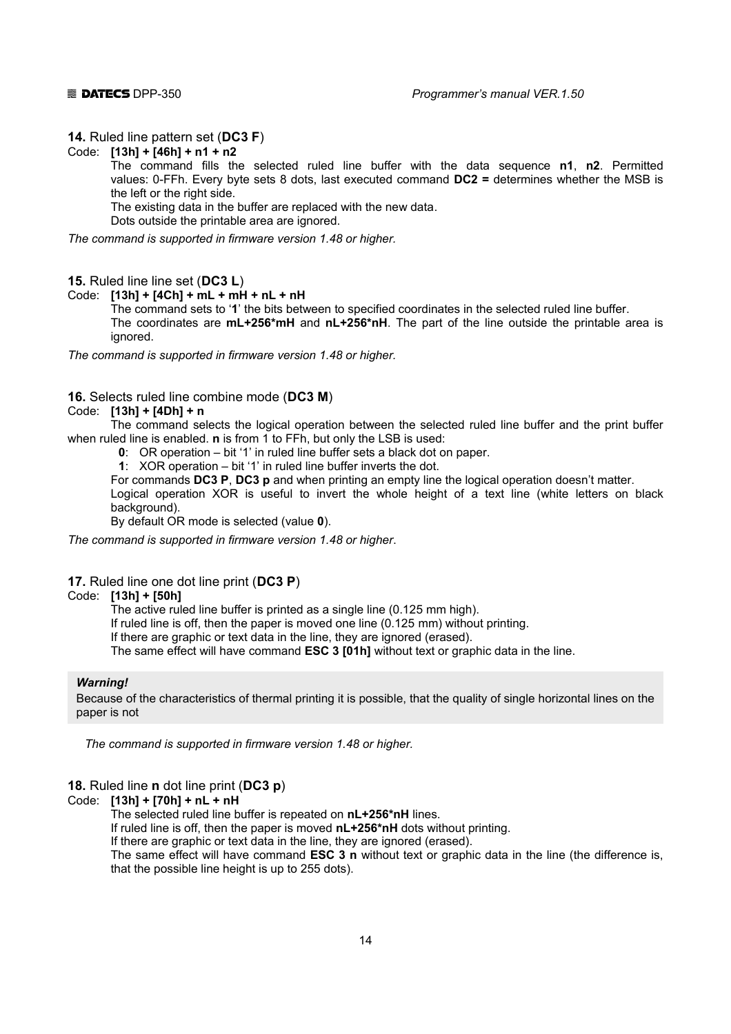**14.** Ruled line pattern set (**DC3 F**)

Code: **[13h] + [46h] + n1 + n2**

The command fills the selected ruled line buffer with the data sequence **n1**, **n2**. Permitted values: 0-FFh. Every byte sets 8 dots, last executed command **DC2 =** determines whether the MSB is the left or the right side.

The existing data in the buffer are replaced with the new data.

Dots outside the printable area are ignored.

*The command is supported in firmware version 1.48 or higher.*

**15.** Ruled line line set (**DC3 L**)

Code: **[13h] + [4Ch] + mL + mH + nL + nH**

The command sets to '**1**' the bits between to specified coordinates in the selected ruled line buffer.

The coordinates are **mL+256*mH** and **nL+256*nH**. The part of the line outside the printable area is ignored.

*The command is supported in firmware version 1.48 or higher.*

**16.** Selects ruled line combine mode (**DC3 M**)

Code: **[13h] + [4Dh] + n**

The command selects the logical operation between the selected ruled line buffer and the print buffer when ruled line is enabled. **n** is from 1 to FFh, but only the LSB is used:

- **0**: OR operation – bit '1' in ruled line buffer sets a black dot on paper.
- **1**: XOR operation – bit '1' in ruled line buffer inverts the dot.

For commands **DC3 P**, **DC3 p** and when printing an empty line the logical operation doesn't matter.

Logical operation XOR is useful to invert the whole height of a text line (white letters on black background).

By default OR mode is selected (value **0**).

*The command is supported in firmware version 1.48 or higher.*

**17.** Ruled line one dot line print (**DC3 P**)

Code: **[13h] + [50h]**

The active ruled line buffer is printed as a single line (0.125 mm high).

If ruled line is off, then the paper is moved one line (0.125 mm) without printing.

If there are graphic or text data in the line, they are ignored (erased).

The same effect will have command **ESC 3 [01h]** without text or graphic data in the line.

> ***Warning!***
>
> Because of the characteristics of thermal printing it is possible, that the quality of single horizontal lines on the paper is not

*The command is supported in firmware version 1.48 or higher.*

**18.** Ruled line **n** dot line print (**DC3 p**)

Code: **[13h] + [70h] + nL + nH**

The selected ruled line buffer is repeated on **nL+256*nH** lines.

If ruled line is off, then the paper is moved **nL+256*nH** dots without printing.

If there are graphic or text data in the line, they are ignored (erased).

The same effect will have command **ESC 3 n** without text or graphic data in the line (the difference is, that the possible line height is up to 255 dots).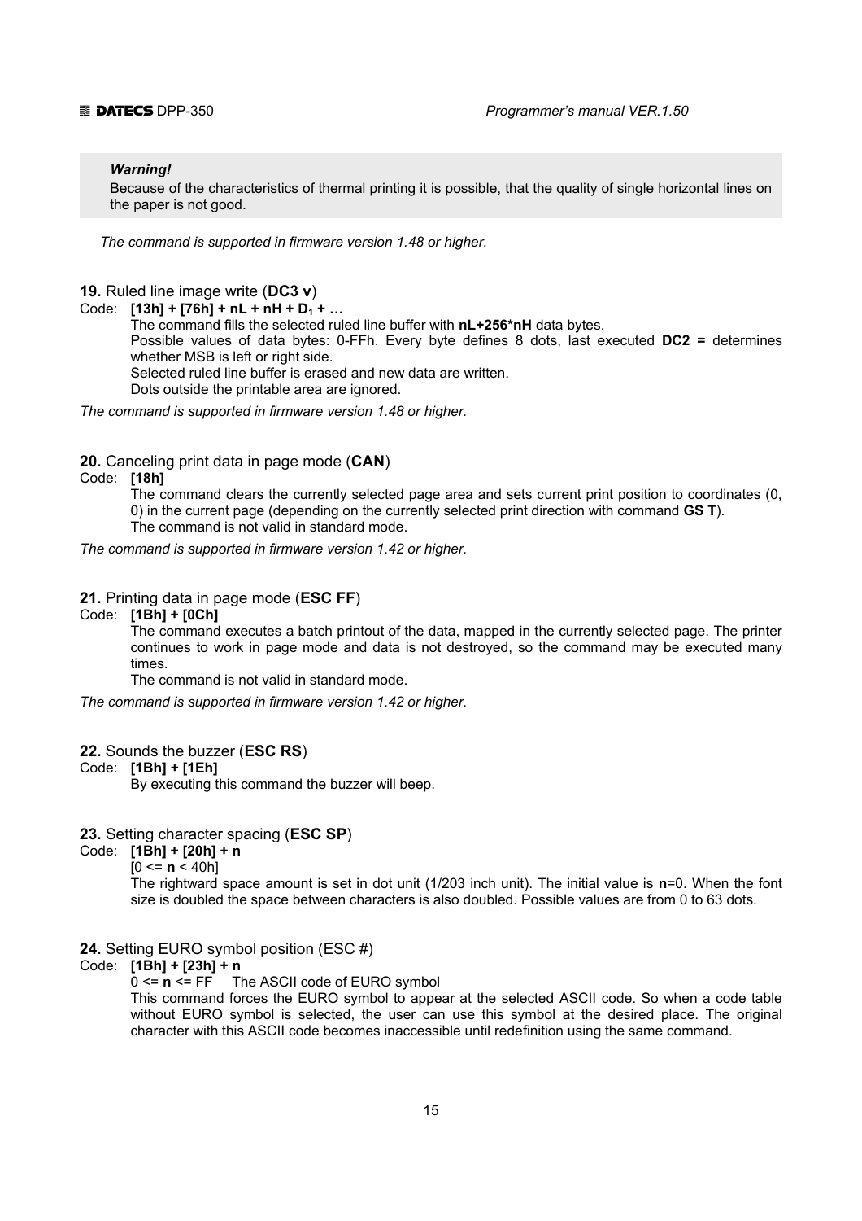> ***Warning!***
> Because of the characteristics of thermal printing it is possible, that the quality of single horizontal lines on the paper is not good.

*The command is supported in firmware version 1.48 or higher.*

**19.** Ruled line image write (**DC3 v**)

Code: **[13h] + [76h] + nL + nH + $D_1$ + …**

The command fills the selected ruled line buffer with **nL+256*nH** data bytes.
Possible values of data bytes: 0-FFh. Every byte defines 8 dots, last executed **DC2 =** determines whether MSB is left or right side.
Selected ruled line buffer is erased and new data are written.
Dots outside the printable area are ignored.

*The command is supported in firmware version 1.48 or higher.*

**20.** Canceling print data in page mode (**CAN**)

Code: **[18h]**

The command clears the currently selected page area and sets current print position to coordinates (0, 0) in the current page (depending on the currently selected print direction with command **GS T**).
The command is not valid in standard mode.

*The command is supported in firmware version 1.42 or higher.*

**21.** Printing data in page mode (**ESC FF**)

Code: **[1Bh] + [0Ch]**

The command executes a batch printout of the data, mapped in the currently selected page. The printer continues to work in page mode and data is not destroyed, so the command may be executed many times.
The command is not valid in standard mode.

*The command is supported in firmware version 1.42 or higher.*

**22.** Sounds the buzzer (**ESC RS**)

Code: **[1Bh] + [1Eh]**

By executing this command the buzzer will beep.

**23.** Setting character spacing (**ESC SP**)

Code: **[1Bh] + [20h] + n**

[0 <= **n** < 40h]
The rightward space amount is set in dot unit (1/203 inch unit). The initial value is **n**=0. When the font size is doubled the space between characters is also doubled. Possible values are from 0 to 63 dots.

**24.** Setting EURO symbol position (ESC #)

Code: **[1Bh] + [23h] + n**

0 <= **n** <= FF    The ASCII code of EURO symbol
This command forces the EURO symbol to appear at the selected ASCII code. So when a code table without EURO symbol is selected, the user can use this symbol at the desired place. The original character with this ASCII code becomes inaccessible until redefinition using the same command.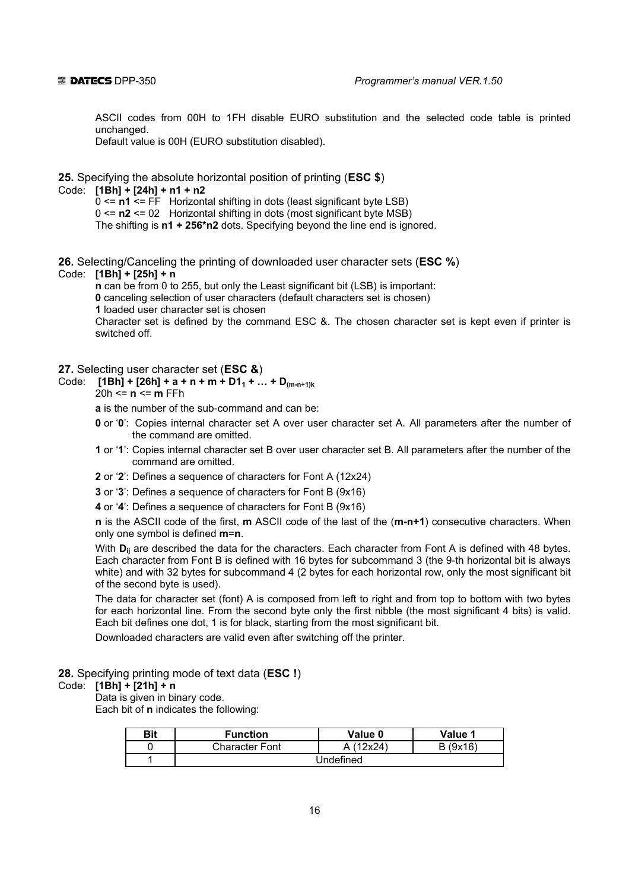ASCII codes from 00H to 1FH disable EURO substitution and the selected code table is printed unchanged.
Default value is 00H (EURO substitution disabled).

**25.** Specifying the absolute horizontal position of printing (**ESC $**)

Code: **[1Bh] + [24h] + n1 + n2**

0 <= **n1** <= FF Horizontal shifting in dots (least significant byte LSB)
0 <= **n2** <= 02 Horizontal shifting in dots (most significant byte MSB)
The shifting is **n1 + 256*n2** dots. Specifying beyond the line end is ignored.

**26.** Selecting/Canceling the printing of downloaded user character sets (**ESC %**)

Code: **[1Bh] + [25h] + n**

**n** can be from 0 to 255, but only the Least significant bit (LSB) is important:
**0** canceling selection of user characters (default characters set is chosen)
**1** loaded user character set is chosen
Character set is defined by the command ESC &. The chosen character set is kept even if printer is switched off.

**27.** Selecting user character set (**ESC &**)

Code: **[1Bh] + [26h] + a + n + m + $D1_1$ + … + $D_{(m-n+1)k}$**

20h <= **n** <= **m** FFh

**a** is the number of the sub-command and can be:

- **0** or '**0**': Copies internal character set A over user character set A. All parameters after the number of the command are omitted.
- **1** or '**1**': Copies internal character set B over user character set B. All parameters after the number of the command are omitted.
- **2** or '**2**': Defines a sequence of characters for Font A (12x24)
- **3** or '**3**': Defines a sequence of characters for Font B (9x16)
- **4** or '**4**': Defines a sequence of characters for Font B (9x16)

**n** is the ASCII code of the first, **m** ASCII code of the last of the (**m-n+1**) consecutive characters. When only one symbol is defined **m**=**n**.

With $D_{ij}$ are described the data for the characters. Each character from Font A is defined with 48 bytes. Each character from Font B is defined with 16 bytes for subcommand 3 (the 9-th horizontal bit is always white) and with 32 bytes for subcommand 4 (2 bytes for each horizontal row, only the most significant bit of the second byte is used).

The data for character set (font) A is composed from left to right and from top to bottom with two bytes for each horizontal line. From the second byte only the first nibble (the most significant 4 bits) is valid. Each bit defines one dot, 1 is for black, starting from the most significant bit.

Downloaded characters are valid even after switching off the printer.

**28.** Specifying printing mode of text data (**ESC !**)

Code: **[1Bh] + [21h] + n**

Data is given in binary code.
Each bit of **n** indicates the following:

| Bit | Function | Value 0 | Value 1 |
|---|---|---|---|
| 0 | Character Font | A (12x24) | B (9x16) |
| 1 | Undefined | | |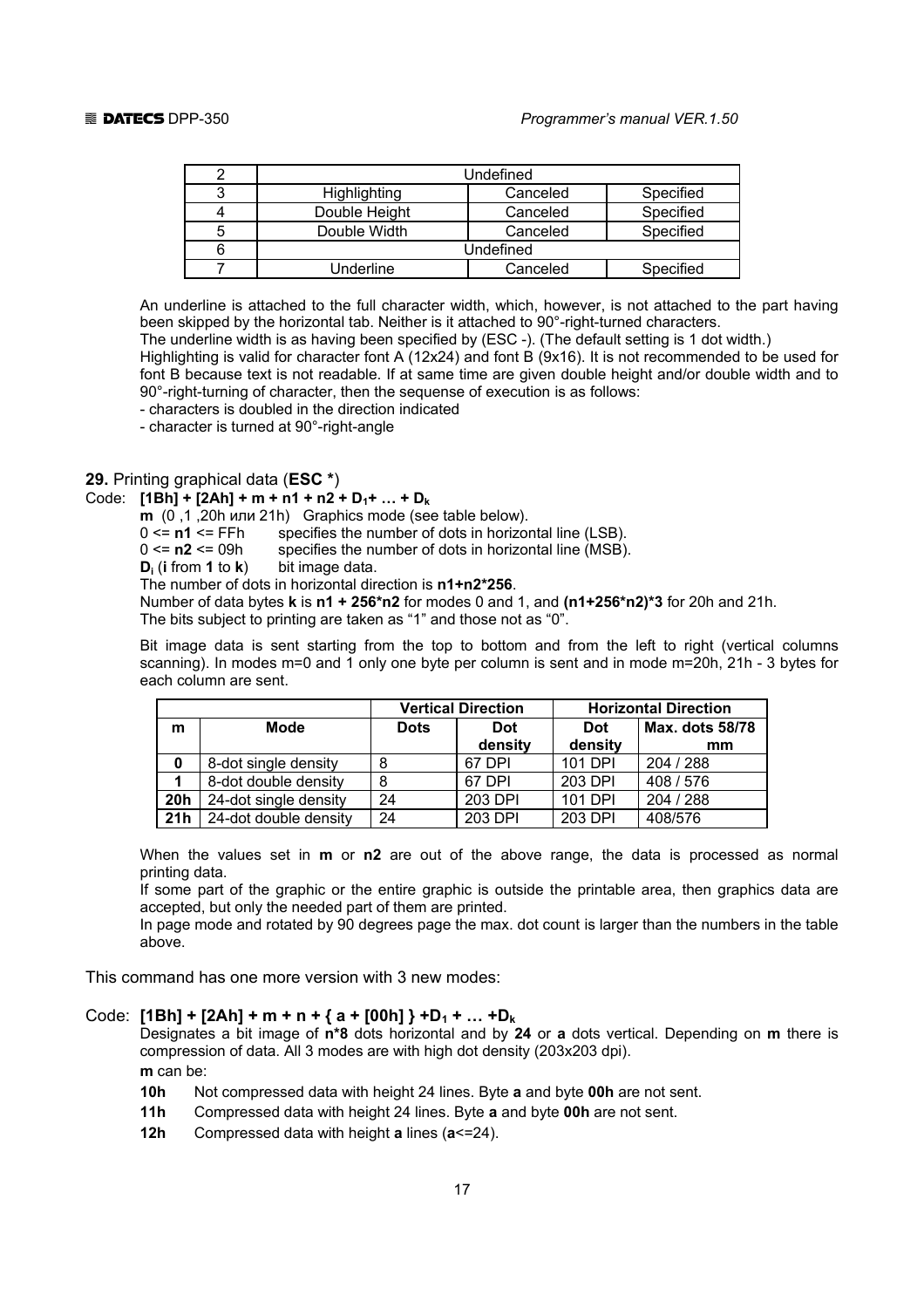| 2 | Undefined | | |
|---|---|---|---|
| 3 | Highlighting | Canceled | Specified |
| 4 | Double Height | Canceled | Specified |
| 5 | Double Width | Canceled | Specified |
| 6 | Undefined | | |
| 7 | Underline | Canceled | Specified |

An underline is attached to the full character width, which, however, is not attached to the part having been skipped by the horizontal tab. Neither is it attached to 90°-right-turned characters.

The underline width is as having been specified by (ESC -). (The default setting is 1 dot width.)

Highlighting is valid for character font A (12x24) and font B (9x16). It is not recommended to be used for font B because text is not readable. If at same time are given double height and/or double width and to 90°-right-turning of character, then the sequense of execution is as follows:

- characters is doubled in the direction indicated
- character is turned at 90°-right-angle

**29.** Printing graphical data (**ESC \***)

Code: **[1Bh] + [2Ah] + m + n1 + n2 + $D_1$+ … + $D_k$**

**m** (0 ,1 ,20h или 21h) Graphics mode (see table below).

0 <= **n1** <= FFh specifies the number of dots in horizontal line (LSB).

0 <= **n2** <= 09h specifies the number of dots in horizontal line (MSB).

**$D_i$** (**i** from **1** to **k**) bit image data.

The number of dots in horizontal direction is **n1+n2\*256**.

Number of data bytes **k** is **n1 + 256\*n2** for modes 0 and 1, and **(n1+256\*n2)\*3** for 20h and 21h.

The bits subject to printing are taken as "1" and those not as "0".

Bit image data is sent starting from the top to bottom and from the left to right (vertical columns scanning). In modes m=0 and 1 only one byte per column is sent and in mode m=20h, 21h - 3 bytes for each column are sent.

| | | Vertical Direction | | Horizontal Direction | |
|---|---|---|---|---|---|
| **m** | **Mode** | **Dots** | **Dot density** | **Dot density** | **Max. dots 58/78 mm** |
| **0** | 8-dot single density | 8 | 67 DPI | 101 DPI | 204 / 288 |
| **1** | 8-dot double density | 8 | 67 DPI | 203 DPI | 408 / 576 |
| **20h** | 24-dot single density | 24 | 203 DPI | 101 DPI | 204 / 288 |
| **21h** | 24-dot double density | 24 | 203 DPI | 203 DPI | 408/576 |

When the values set in **m** or **n2** are out of the above range, the data is processed as normal printing data.

If some part of the graphic or the entire graphic is outside the printable area, then graphics data are accepted, but only the needed part of them are printed.

In page mode and rotated by 90 degrees page the max. dot count is larger than the numbers in the table above.

This command has one more version with 3 new modes:

Code: **[1Bh] + [2Ah] + m + n + { a + [00h] } +$D_1$ + … +$D_k$**

Designates a bit image of **n\*8** dots horizontal and by **24** or **a** dots vertical. Depending on **m** there is compression of data. All 3 modes are with high dot density (203x203 dpi).

**m** can be:

- **10h** Not compressed data with height 24 lines. Byte **a** and byte **00h** are not sent.
- **11h** Compressed data with height 24 lines. Byte **a** and byte **00h** are not sent.
- **12h** Compressed data with height **a** lines (**a**<=24).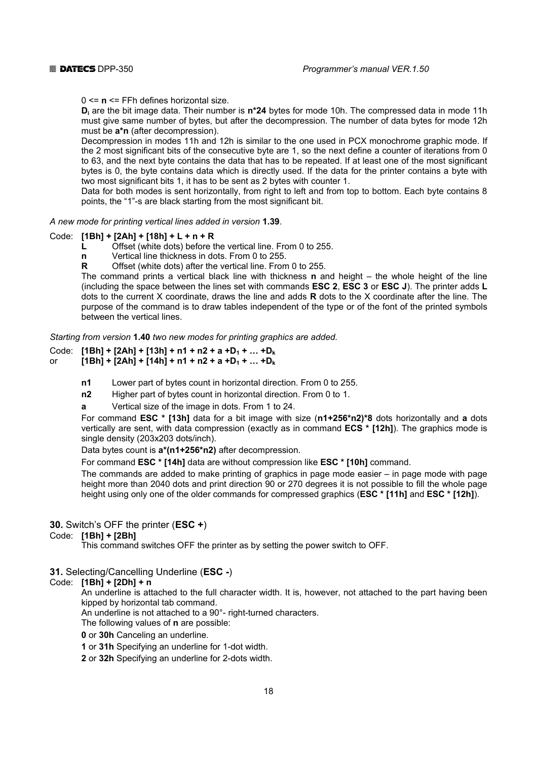0 <= **n** <= FFh defines horizontal size.

$D_i$ are the bit image data. Their number is **n*24** bytes for mode 10h. The compressed data in mode 11h must give same number of bytes, but after the decompression. The number of data bytes for mode 12h must be **a*n** (after decompression).

Decompression in modes 11h and 12h is similar to the one used in PCX monochrome graphic mode. If the 2 most significant bits of the consecutive byte are 1, so the next define a counter of iterations from 0 to 63, and the next byte contains the data that has to be repeated. If at least one of the most significant bytes is 0, the byte contains data which is directly used. If the data for the printer contains a byte with two most significant bits 1, it has to be sent as 2 bytes with counter 1.

Data for both modes is sent horizontally, from right to left and from top to bottom. Each byte contains 8 points, the "1"-s are black starting from the most significant bit.

*A new mode for printing vertical lines added in version* **1.39**.

Code: **[1Bh] + [2Ah] + [18h] + L + n + R**

- **L** Offset (white dots) before the vertical line. From 0 to 255.
- **n** Vertical line thickness in dots. From 0 to 255.
- **R** Offset (white dots) after the vertical line. From 0 to 255.

The command prints a vertical black line with thickness **n** and height – the whole height of the line (including the space between the lines set with commands **ESC 2**, **ESC 3** or **ESC J**). The printer adds **L** dots to the current X coordinate, draws the line and adds **R** dots to the X coordinate after the line. The purpose of the command is to draw tables independent of the type or of the font of the printed symbols between the vertical lines.

*Starting from version* **1.40** *two new modes for printing graphics are added.*

Code: **[1Bh] + [2Ah] + [13h] + n1 + n2 + a +$D_1$ + … +$D_k$**
or **[1Bh] + [2Ah] + [14h] + n1 + n2 + a +$D_1$ + … +$D_k$**

- **n1** Lower part of bytes count in horizontal direction. From 0 to 255.
- **n2** Higher part of bytes count in horizontal direction. From 0 to 1.
- **a** Vertical size of the image in dots. From 1 to 24.

For command **ESC * [13h]** data for a bit image with size (**n1+256*n2)*8** dots horizontally and **a** dots vertically are sent, with data compression (exactly as in command **ECS * [12h]**). The graphics mode is single density (203x203 dots/inch).

Data bytes count is **a*(n1+256*n2)** after decompression.

For command **ESC * [14h]** data are without compression like **ESC * [10h]** command.

The commands are added to make printing of graphics in page mode easier – in page mode with page height more than 2040 dots and print direction 90 or 270 degrees it is not possible to fill the whole page height using only one of the older commands for compressed graphics (**ESC * [11h]** and **ESC * [12h]**).

**30.** Switch's OFF the printer (**ESC +**)

Code: **[1Bh] + [2Bh]**

This command switches OFF the printer as by setting the power switch to OFF.

**31.** Selecting/Cancelling Underline (**ESC -**)

Code: **[1Bh] + [2Dh] + n**

An underline is attached to the full character width. It is, however, not attached to the part having been kipped by horizontal tab command.

An underline is not attached to a 90°- right-turned characters.

The following values of **n** are possible:

**0** or **30h** Canceling an underline.

**1** or **31h** Specifying an underline for 1-dot width.

**2** or **32h** Specifying an underline for 2-dots width.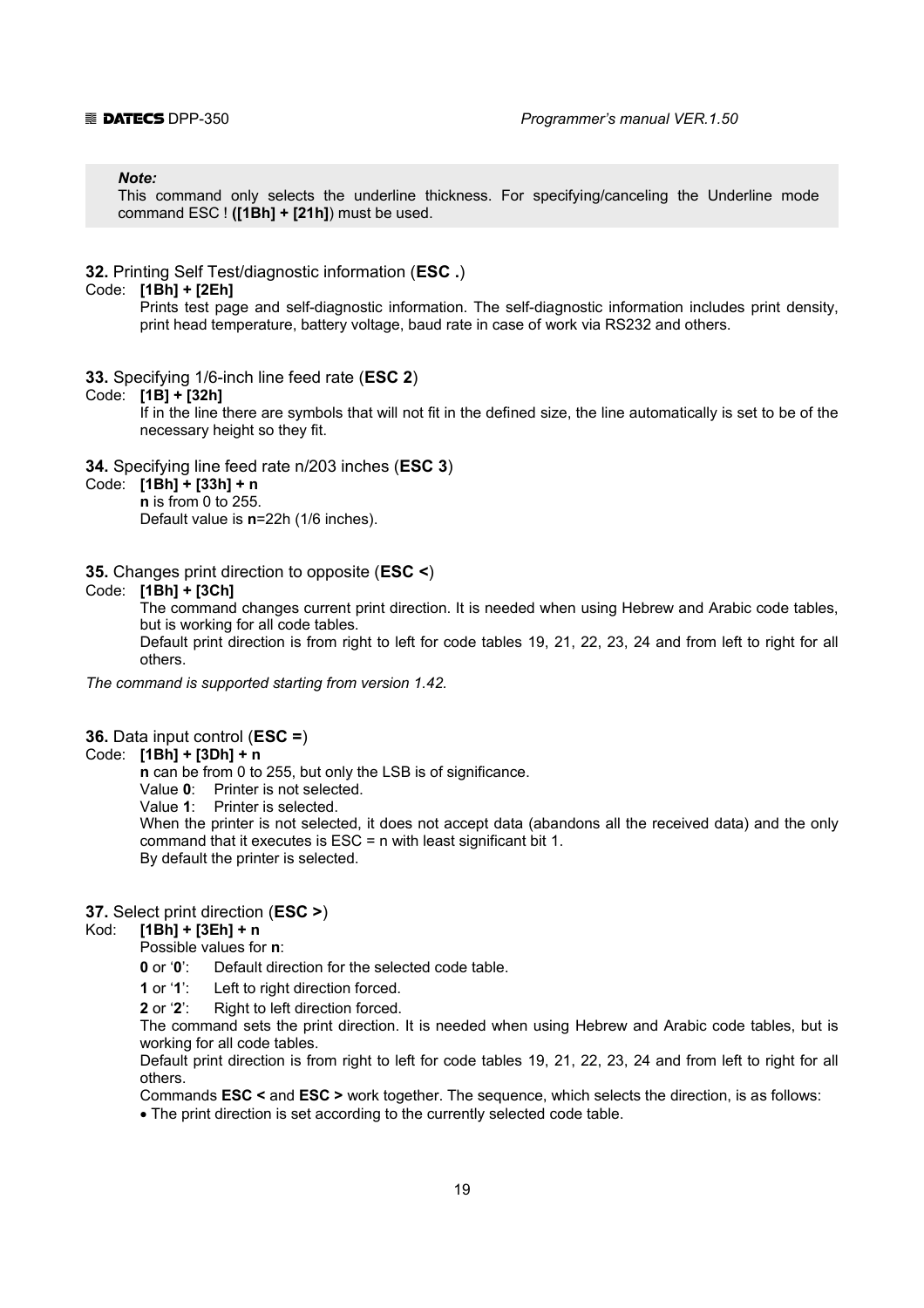> ***Note:***
> This command only selects the underline thickness. For specifying/canceling the Underline mode command ESC ! **([1Bh] + [21h]**) must be used.

**32.** Printing Self Test/diagnostic information (**ESC .**)

Code: **[1Bh] + [2Eh]**

Prints test page and self-diagnostic information. The self-diagnostic information includes print density, print head temperature, battery voltage, baud rate in case of work via RS232 and others.

**33.** Specifying 1/6-inch line feed rate (**ESC 2**)

Code: **[1B] + [32h]**

If in the line there are symbols that will not fit in the defined size, the line automatically is set to be of the necessary height so they fit.

**34.** Specifying line feed rate n/203 inches (**ESC 3**)

Code: **[1Bh] + [33h] + n**

**n** is from 0 to 255.
Default value is **n**=22h (1/6 inches).

**35.** Changes print direction to opposite (**ESC <**)

Code: **[1Bh] + [3Ch]**

The command changes current print direction. It is needed when using Hebrew and Arabic code tables, but is working for all code tables.
Default print direction is from right to left for code tables 19, 21, 22, 23, 24 and from left to right for all others.

*The command is supported starting from version 1.42.*

**36.** Data input control (**ESC =**)

Code: **[1Bh] + [3Dh] + n**

**n** can be from 0 to 255, but only the LSB is of significance.
Value **0**: Printer is not selected.
Value **1**: Printer is selected.
When the printer is not selected, it does not accept data (abandons all the received data) and the only command that it executes is ESC = n with least significant bit 1.
By default the printer is selected.

**37.** Select print direction (**ESC >**)

Kod: **[1Bh] + [3Eh] + n**

Possible values for **n**:

**0** or '**0**': Default direction for the selected code table.

**1** or '**1**': Left to right direction forced.

**2** or '**2**': Right to left direction forced.

The command sets the print direction. It is needed when using Hebrew and Arabic code tables, but is working for all code tables.
Default print direction is from right to left for code tables 19, 21, 22, 23, 24 and from left to right for all others.
Commands **ESC <** and **ESC >** work together. The sequence, which selects the direction, is as follows:

- The print direction is set according to the currently selected code table.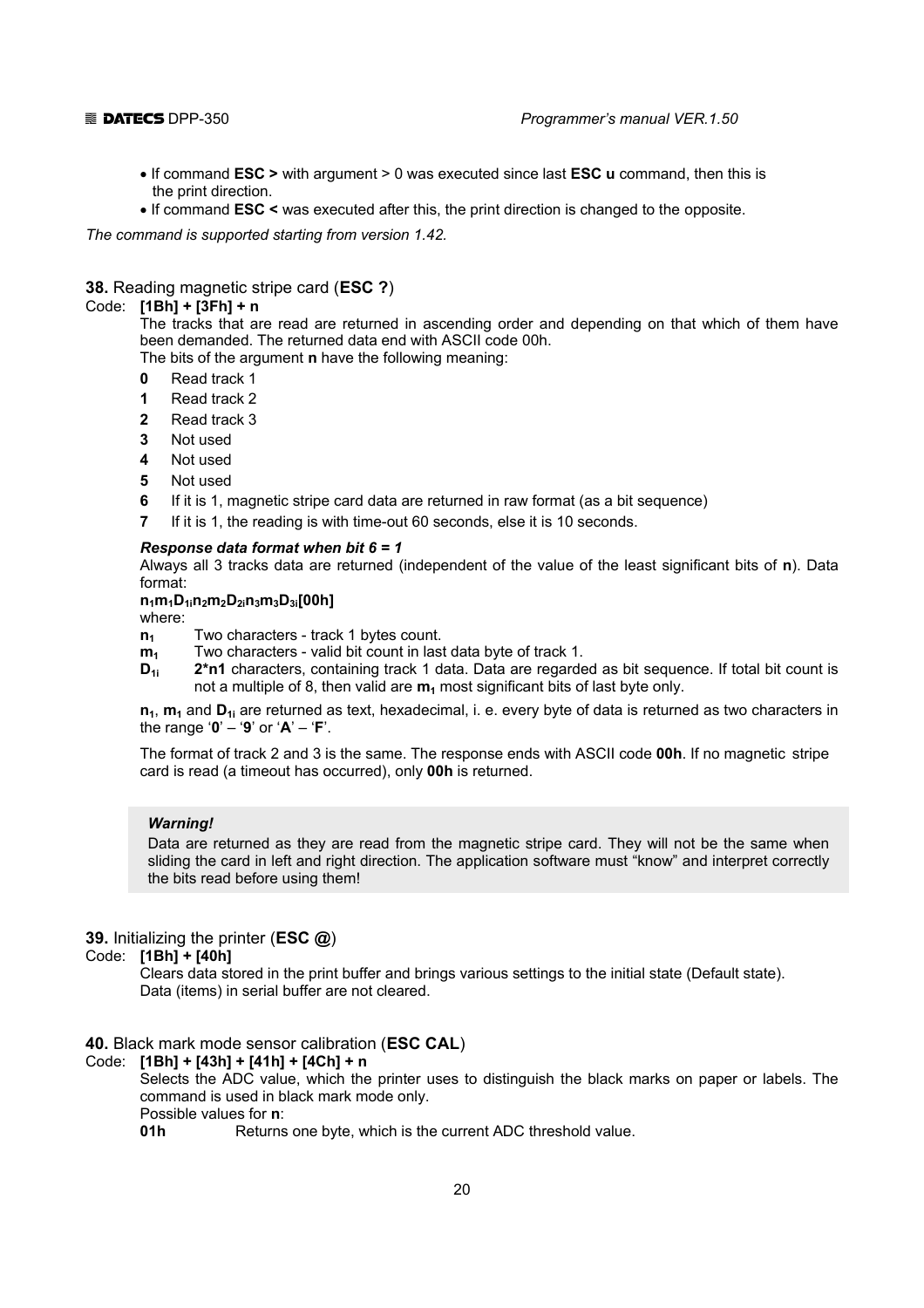- If command **ESC >** with argument > 0 was executed since last **ESC u** command, then this is the print direction.
- If command **ESC <** was executed after this, the print direction is changed to the opposite.

*The command is supported starting from version 1.42.*

**38.** Reading magnetic stripe card (**ESC ?**)

Code: **[1Bh] + [3Fh] + n**

The tracks that are read are returned in ascending order and depending on that which of them have been demanded. The returned data end with ASCII code 00h.

The bits of the argument **n** have the following meaning:

- **0** Read track 1
- **1** Read track 2
- **2** Read track 3
- **3** Not used
- **4** Not used
- **5** Not used
- **6** If it is 1, magnetic stripe card data are returned in raw format (as a bit sequence)
- **7** If it is 1, the reading is with time-out 60 seconds, else it is 10 seconds.

***Response data format when bit 6 = 1***

Always all 3 tracks data are returned (independent of the value of the least significant bits of **n**). Data format:

**$n_1m_1D_{1i}n_2m_2D_{2i}n_3m_3D_{3i}$[00h]**

where:

- **$n_1$** Two characters - track 1 bytes count.
- **$m_1$** Two characters - valid bit count in last data byte of track 1.
- **$D_{1i}$** **2*n1** characters, containing track 1 data. Data are regarded as bit sequence. If total bit count is not a multiple of 8, then valid are **$m_1$** most significant bits of last byte only.

**$n_1$**, **$m_1$** and **$D_{1i}$** are returned as text, hexadecimal, i. e. every byte of data is returned as two characters in the range '**0**' – '**9**' or '**A**' – '**F**'.

The format of track 2 and 3 is the same. The response ends with ASCII code **00h**. If no magnetic stripe card is read (a timeout has occurred), only **00h** is returned.

> ***Warning!***
>
> Data are returned as they are read from the magnetic stripe card. They will not be the same when sliding the card in left and right direction. The application software must "know" and interpret correctly the bits read before using them!

**39.** Initializing the printer (**ESC @**)

Code: **[1Bh] + [40h]**

Clears data stored in the print buffer and brings various settings to the initial state (Default state).
Data (items) in serial buffer are not cleared.

**40.** Black mark mode sensor calibration (**ESC CAL**)

Code: **[1Bh] + [43h] + [41h] + [4Ch] + n**

Selects the ADC value, which the printer uses to distinguish the black marks on paper or labels. The command is used in black mark mode only.

Possible values for **n**:

**01h** Returns one byte, which is the current ADC threshold value.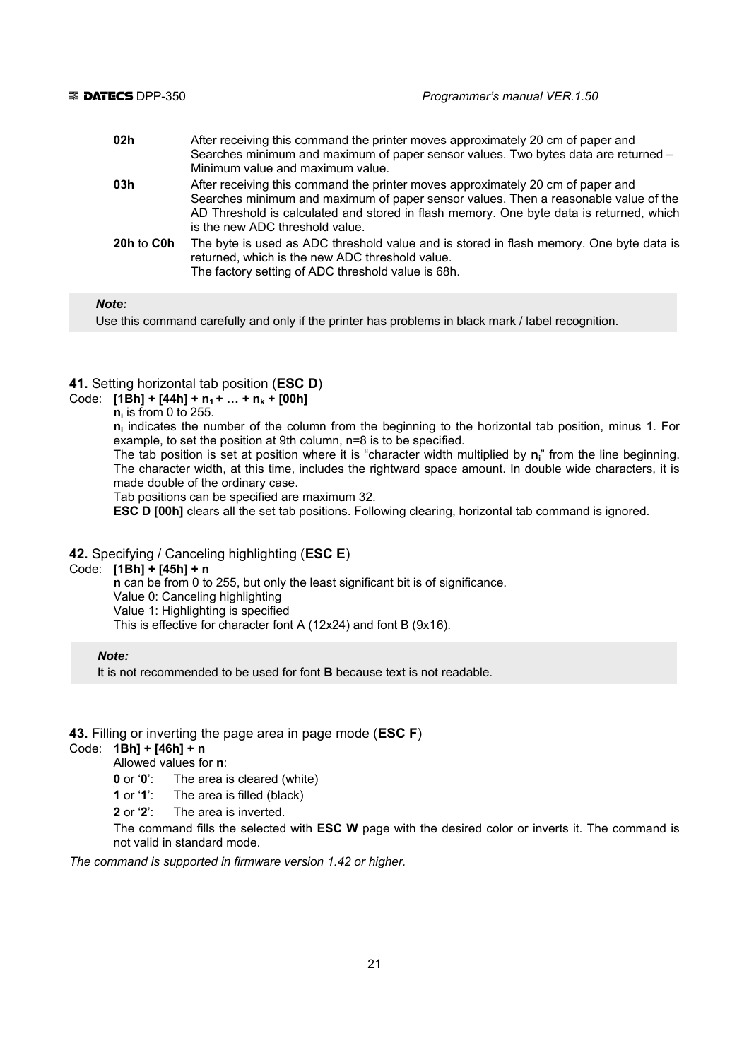| | |
|---|---|
| **02h** | After receiving this command the printer moves approximately 20 cm of paper and Searches minimum and maximum of paper sensor values. Two bytes data are returned – Minimum value and maximum value. |
| **03h** | After receiving this command the printer moves approximately 20 cm of paper and Searches minimum and maximum of paper sensor values. Then a reasonable value of the AD Threshold is calculated and stored in flash memory. One byte data is returned, which is the new ADC threshold value. |
| **20h** to **C0h** | The byte is used as ADC threshold value and is stored in flash memory. One byte data is returned, which is the new ADC threshold value. The factory setting of ADC threshold value is 68h. |

> ***Note:***
> Use this command carefully and only if the printer has problems in black mark / label recognition.

### 41. Setting horizontal tab position (ESC D)

Code: **[1Bh] + [44h] + $n_1$ + … + $n_k$ + [00h]**

$n_i$ is from 0 to 255.

$n_i$ indicates the number of the column from the beginning to the horizontal tab position, minus 1. For example, to set the position at 9th column, n=8 is to be specified.

The tab position is set at position where it is "character width multiplied by $n_i$" from the line beginning. The character width, at this time, includes the rightward space amount. In double wide characters, it is made double of the ordinary case.

Tab positions can be specified are maximum 32.

**ESC D [00h]** clears all the set tab positions. Following clearing, horizontal tab command is ignored.

### 42. Specifying / Canceling highlighting (ESC E)

Code: **[1Bh] + [45h] + n**

**n** can be from 0 to 255, but only the least significant bit is of significance.

Value 0: Canceling highlighting

Value 1: Highlighting is specified

This is effective for character font A (12x24) and font B (9x16).

> ***Note:***
> It is not recommended to be used for font **B** because text is not readable.

### 43. Filling or inverting the page area in page mode (ESC F)

Code: **1Bh] + [46h] + n**

Allowed values for **n**:

**0** or '**0**': The area is cleared (white)

**1** or '**1**': The area is filled (black)

**2** or '**2**': The area is inverted.

The command fills the selected with **ESC W** page with the desired color or inverts it. The command is not valid in standard mode.

*The command is supported in firmware version 1.42 or higher.*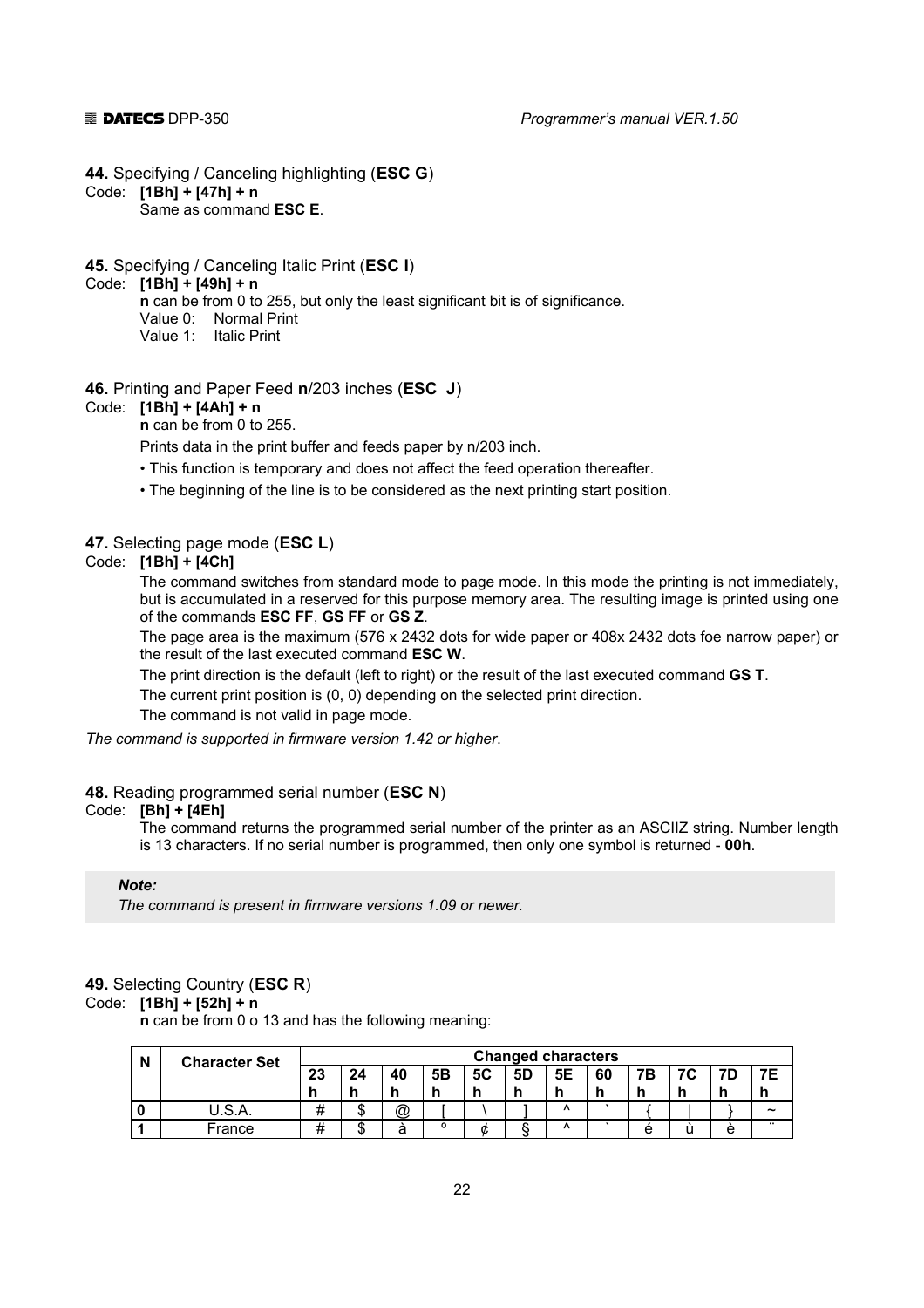**44.** Specifying / Canceling highlighting (**ESC G**)

Code: **[1Bh] + [47h] + n**

Same as command **ESC E**.

**45.** Specifying / Canceling Italic Print (**ESC I**)

Code: **[1Bh] + [49h] + n**

**n** can be from 0 to 255, but only the least significant bit is of significance.

Value 0: Normal Print

Value 1: Italic Print

**46.** Printing and Paper Feed **n**/203 inches (**ESC J**)

Code: **[1Bh] + [4Ah] + n**

**n** can be from 0 to 255.

Prints data in the print buffer and feeds paper by n/203 inch.

- This function is temporary and does not affect the feed operation thereafter.
- The beginning of the line is to be considered as the next printing start position.

**47.** Selecting page mode (**ESC L**)

Code: **[1Bh] + [4Ch]**

The command switches from standard mode to page mode. In this mode the printing is not immediately, but is accumulated in a reserved for this purpose memory area. The resulting image is printed using one of the commands **ESC FF**, **GS FF** or **GS Z**.

The page area is the maximum (576 x 2432 dots for wide paper or 408x 2432 dots foe narrow paper) or the result of the last executed command **ESC W**.

The print direction is the default (left to right) or the result of the last executed command **GS T**.

The current print position is (0, 0) depending on the selected print direction.

The command is not valid in page mode.

*The command is supported in firmware version 1.42 or higher*.

**48.** Reading programmed serial number (**ESC N**)

Code: **[Bh] + [4Eh]**

The command returns the programmed serial number of the printer as an ASCIIZ string. Number length is 13 characters. If no serial number is programmed, then only one symbol is returned - **00h**.

> ***Note:***
> *The command is present in firmware versions 1.09 or newer.*

**49.** Selecting Country (**ESC R**)

Code: **[1Bh] + [52h] + n**

**n** can be from 0 o 13 and has the following meaning:

| N | Character Set | Changed characters | | | | | | | | | | | |
|---|---|---|---|---|---|---|---|---|---|---|---|---|---|
| | | 23h | 24h | 40h | 5Bh | 5Ch | 5Dh | 5Eh | 60h | 7Bh | 7Ch | 7Dh | 7Eh |
| **0** | U.S.A. | # | $ | @ | [ | \ | ] | ^ | ` | { | \| | } | ~ |
| **1** | France | # | $ | à | ° | ¢ | § | ^ | ` | é | ù | è | ¨ |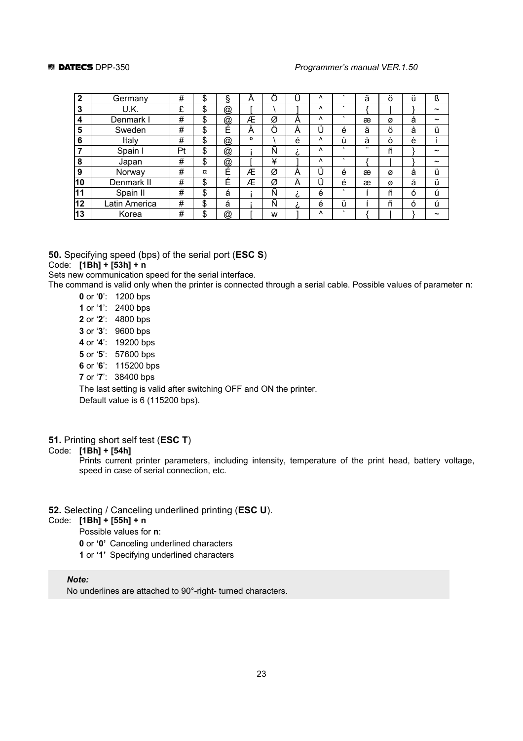| 2 | Germany | # | $ | § | Ä | Ö | Ü | ^ | ` | ä | ö | ü | ß |
|---|---|---|---|---|---|---|---|---|---|---|---|---|---|
| 3 | U.K. | £ | $ | @ | [ | \ | ] | ^ | ` | { | \| | } | ~ |
| 4 | Denmark I | # | $ | @ | Æ | Ø | Å | ^ | ` | æ | ø | å | ~ |
| 5 | Sweden | # | $ | É | Ä | Ö | Å | Ü | é | ä | ö | å | ü |
| 6 | Italy | # | $ | @ | ° | \ | é | ^ | ù | à | ò | è | ì |
| 7 | Spain I | Pt | $ | @ | ¡ | Ñ | ¿ | ^ | ` | ¨ | ñ | } | ~ |
| 8 | Japan | # | $ | @ | [ | ¥ | ] | ^ | ` | { | \| | } | ~ |
| 9 | Norway | # | ¤ | É | Æ | Ø | Å | Ü | é | æ | ø | å | ü |
| 10 | Denmark II | # | $ | É | Æ | Ø | Å | Ü | é | æ | ø | å | ü |
| 11 | Spain II | # | $ | á | ¡ | Ñ | ¿ | é | ` | í | ñ | ó | ú |
| 12 | Latin America | # | $ | á | ¡ | Ñ | ¿ | é | ü | í | ñ | ó | ú |
| 13 | Korea | # | $ | @ | [ | ₩ | ] | ^ | ` | { | \| | } | ~ |

**50.** Specifying speed (bps) of the serial port (**ESC S**)

Code: **[1Bh] + [53h] + n**

Sets new communication speed for the serial interface.

The command is valid only when the printer is connected through a serial cable. Possible values of parameter **n**:

- **0** or '**0**': 1200 bps
- **1** or '**1**': 2400 bps
- **2** or '**2**': 4800 bps
- **3** or '**3**': 9600 bps
- **4** or '**4**': 19200 bps
- **5** or '**5**': 57600 bps
- **6** or '**6**': 115200 bps
- **7** or '**7**': 38400 bps

The last setting is valid after switching OFF and ON the printer.

Default value is 6 (115200 bps).

**51.** Printing short self test (**ESC T**)

Code: **[1Bh] + [54h]**

Prints current printer parameters, including intensity, temperature of the print head, battery voltage, speed in case of serial connection, etc.

**52.** Selecting / Canceling underlined printing (**ESC U**).

Code: **[1Bh] + [55h] + n**

Possible values for **n**:

**0** or **'0'** Canceling underlined characters

**1** or **'1'** Specifying underlined characters

> ***Note:***
> No underlines are attached to 90°-right- turned characters.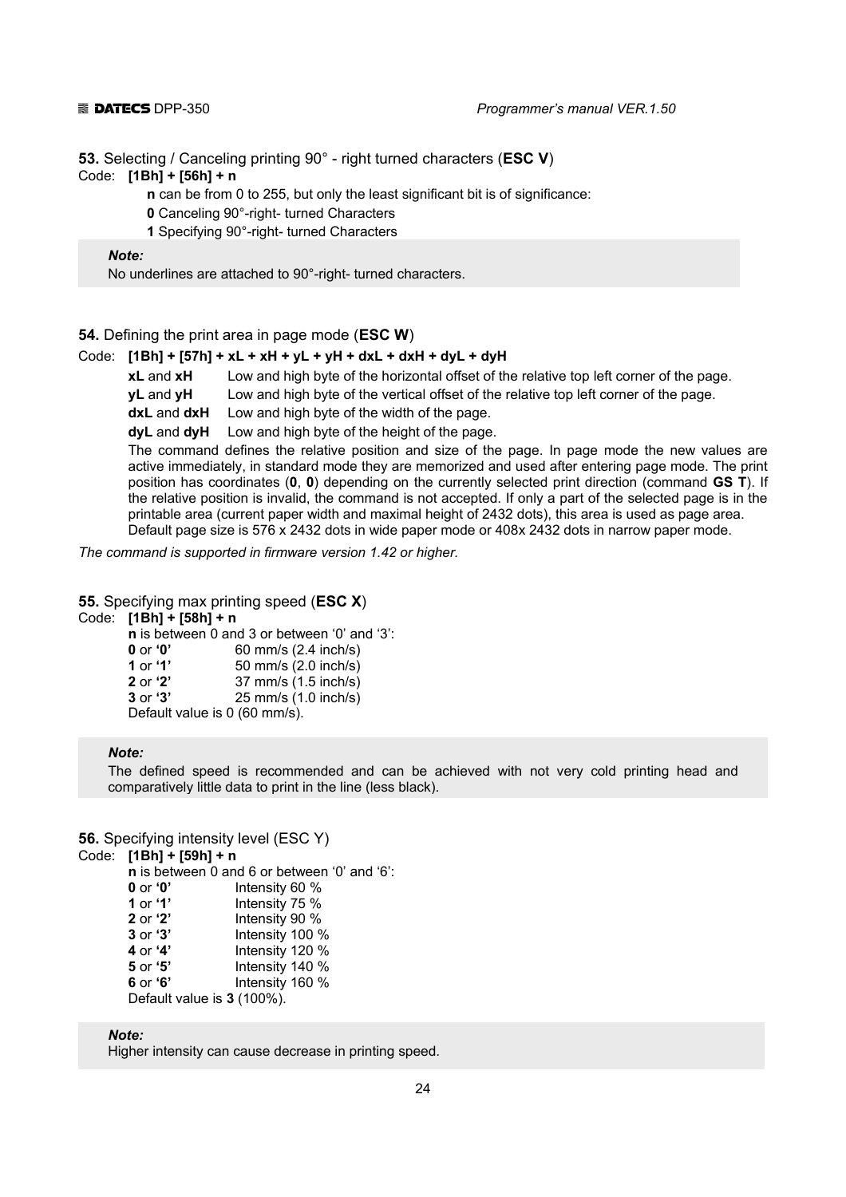**53.** Selecting / Canceling printing 90° - right turned characters (**ESC V**)

Code: **[1Bh] + [56h] + n**

**n** can be from 0 to 255, but only the least significant bit is of significance:

**0** Canceling 90°-right- turned Characters

**1** Specifying 90°-right- turned Characters

> ***Note:***
> No underlines are attached to 90°-right- turned characters.

**54.** Defining the print area in page mode (**ESC W**)

Code: **[1Bh] + [57h] + xL + xH + yL + yH + dxL + dxH + dyL + dyH**

| | |
|---|---|
| **xL** and **xH** | Low and high byte of the horizontal offset of the relative top left corner of the page. |
| **yL** and **yH** | Low and high byte of the vertical offset of the relative top left corner of the page. |
| **dxL** and **dxH** | Low and high byte of the width of the page. |
| **dyL** and **dyH** | Low and high byte of the height of the page. |

The command defines the relative position and size of the page. In page mode the new values are active immediately, in standard mode they are memorized and used after entering page mode. The print position has coordinates (**0**, **0**) depending on the currently selected print direction (command **GS T**). If the relative position is invalid, the command is not accepted. If only a part of the selected page is in the printable area (current paper width and maximal height of 2432 dots), this area is used as page area. Default page size is 576 x 2432 dots in wide paper mode or 408x 2432 dots in narrow paper mode.

*The command is supported in firmware version 1.42 or higher.*

**55.** Specifying max printing speed (**ESC X**)

Code: **[1Bh] + [58h] + n**

**n** is between 0 and 3 or between '0' and '3':

| | |
|---|---|
| **0** or **'0'** | 60 mm/s (2.4 inch/s) |
| **1** or **'1'** | 50 mm/s (2.0 inch/s) |
| **2** or **'2'** | 37 mm/s (1.5 inch/s) |
| **3** or **'3'** | 25 mm/s (1.0 inch/s) |

Default value is 0 (60 mm/s).

> ***Note:***
> The defined speed is recommended and can be achieved with not very cold printing head and comparatively little data to print in the line (less black).

**56.** Specifying intensity level (ESC Y)

Code: **[1Bh] + [59h] + n**

**n** is between 0 and 6 or between '0' and '6':

| | |
|---|---|
| **0** or **'0'** | Intensity 60 % |
| **1** or **'1'** | Intensity 75 % |
| **2** or **'2'** | Intensity 90 % |
| **3** or **'3'** | Intensity 100 % |
| **4** or **'4'** | Intensity 120 % |
| **5** or **'5'** | Intensity 140 % |
| **6** or **'6'** | Intensity 160 % |

Default value is **3** (100%).

> ***Note:***
> Higher intensity can cause decrease in printing speed.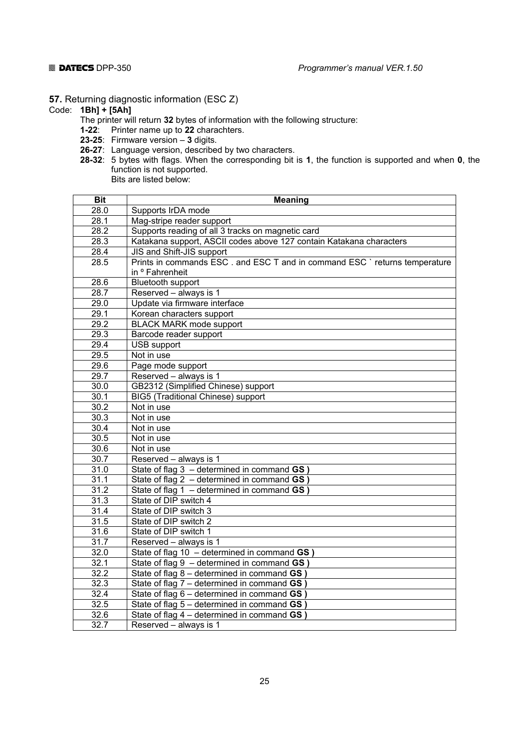**57.** Returning diagnostic information (ESC Z)

Code: **1Bh] + [5Ah]**

The printer will return **32** bytes of information with the following structure:

- **1-22**: Printer name up to **22** charachters.
- **23-25**: Firmware version – **3** digits.
- **26-27**: Language version, described by two characters.
- **28-32**: 5 bytes with flags. When the corresponding bit is **1**, the function is supported and when **0**, the function is not supported.
  Bits are listed below:

| Bit | Meaning |
|---|---|
| 28.0 | Supports IrDA mode |
| 28.1 | Mag-stripe reader support |
| 28.2 | Supports reading of all 3 tracks on magnetic card |
| 28.3 | Katakana support, ASCII codes above 127 contain Katakana characters |
| 28.4 | JIS and Shift-JIS support |
| 28.5 | Prints in commands ESC . and ESC T and in command ESC ` returns temperature in ° Fahrenheit |
| 28.6 | Bluetooth support |
| 28.7 | Reserved – always is 1 |
| 29.0 | Update via firmware interface |
| 29.1 | Korean characters support |
| 29.2 | BLACK MARK mode support |
| 29.3 | Barcode reader support |
| 29.4 | USB support |
| 29.5 | Not in use |
| 29.6 | Page mode support |
| 29.7 | Reserved – always is 1 |
| 30.0 | GB2312 (Simplified Chinese) support |
| 30.1 | BIG5 (Traditional Chinese) support |
| 30.2 | Not in use |
| 30.3 | Not in use |
| 30.4 | Not in use |
| 30.5 | Not in use |
| 30.6 | Not in use |
| 30.7 | Reserved – always is 1 |
| 31.0 | State of flag 3 – determined in command **GS )** |
| 31.1 | State of flag 2 – determined in command **GS )** |
| 31.2 | State of flag 1 – determined in command **GS )** |
| 31.3 | State of DIP switch 4 |
| 31.4 | State of DIP switch 3 |
| 31.5 | State of DIP switch 2 |
| 31.6 | State of DIP switch 1 |
| 31.7 | Reserved – always is 1 |
| 32.0 | State of flag 10 – determined in command **GS )** |
| 32.1 | State of flag 9 – determined in command **GS )** |
| 32.2 | State of flag 8 – determined in command **GS )** |
| 32.3 | State of flag 7 – determined in command **GS )** |
| 32.4 | State of flag 6 – determined in command **GS )** |
| 32.5 | State of flag 5 – determined in command **GS )** |
| 32.6 | State of flag 4 – determined in command **GS )** |
| 32.7 | Reserved – always is 1 |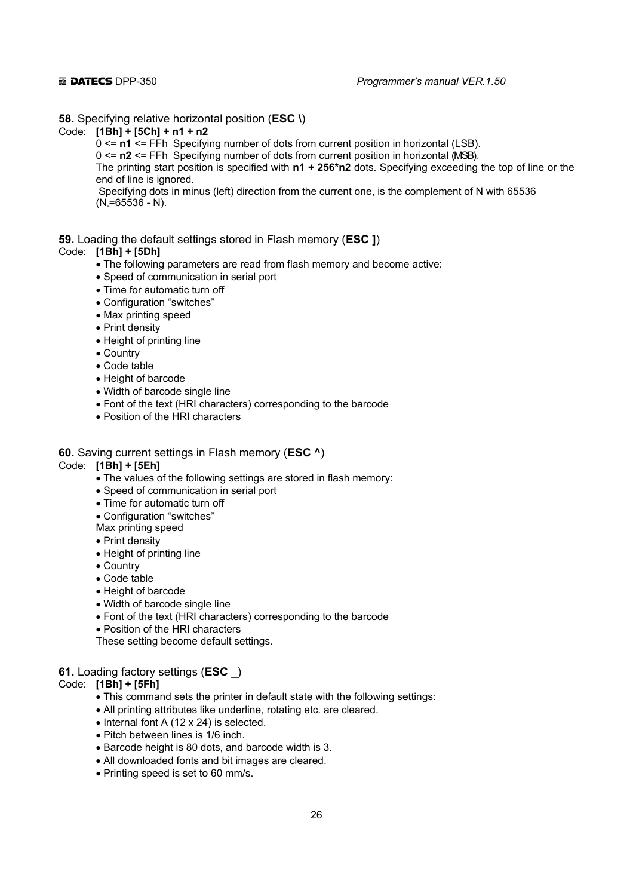**58.** Specifying relative horizontal position (**ESC \**)

Code: **[1Bh] + [5Ch] + n1 + n2**

0 <= **n1** <= FFh Specifying number of dots from current position in horizontal (LSB).

0 <= **n2** <= FFh Specifying number of dots from current position in horizontal (MSB).

The printing start position is specified with **n1 + 256*n2** dots. Specifying exceeding the top of line or the end of line is ignored.

Specifying dots in minus (left) direction from the current one, is the complement of N with 65536 (N.=65536 - N).

**59.** Loading the default settings stored in Flash memory (**ESC ]**)

Code: **[1Bh] + [5Dh]**

- The following parameters are read from flash memory and become active:
- Speed of communication in serial port
- Time for automatic turn off
- Configuration "switches"
- Max printing speed
- Print density
- Height of printing line
- Country
- Code table
- Height of barcode
- Width of barcode single line
- Font of the text (HRI characters) corresponding to the barcode
- Position of the HRI characters

**60.** Saving current settings in Flash memory (**ESC ^**)

Code: **[1Bh] + [5Eh]**

- The values of the following settings are stored in flash memory:
- Speed of communication in serial port
- Time for automatic turn off
- Configuration "switches"

Max printing speed

- Print density
- Height of printing line
- Country
- Code table
- Height of barcode
- Width of barcode single line
- Font of the text (HRI characters) corresponding to the barcode
- Position of the HRI characters

These setting become default settings.

**61.** Loading factory settings (**ESC _**)

Code: **[1Bh] + [5Fh]**

- This command sets the printer in default state with the following settings:
- All printing attributes like underline, rotating etc. are cleared.
- Internal font A (12 x 24) is selected.
- Pitch between lines is 1/6 inch.
- Barcode height is 80 dots, and barcode width is 3.
- All downloaded fonts and bit images are cleared.
- Printing speed is set to 60 mm/s.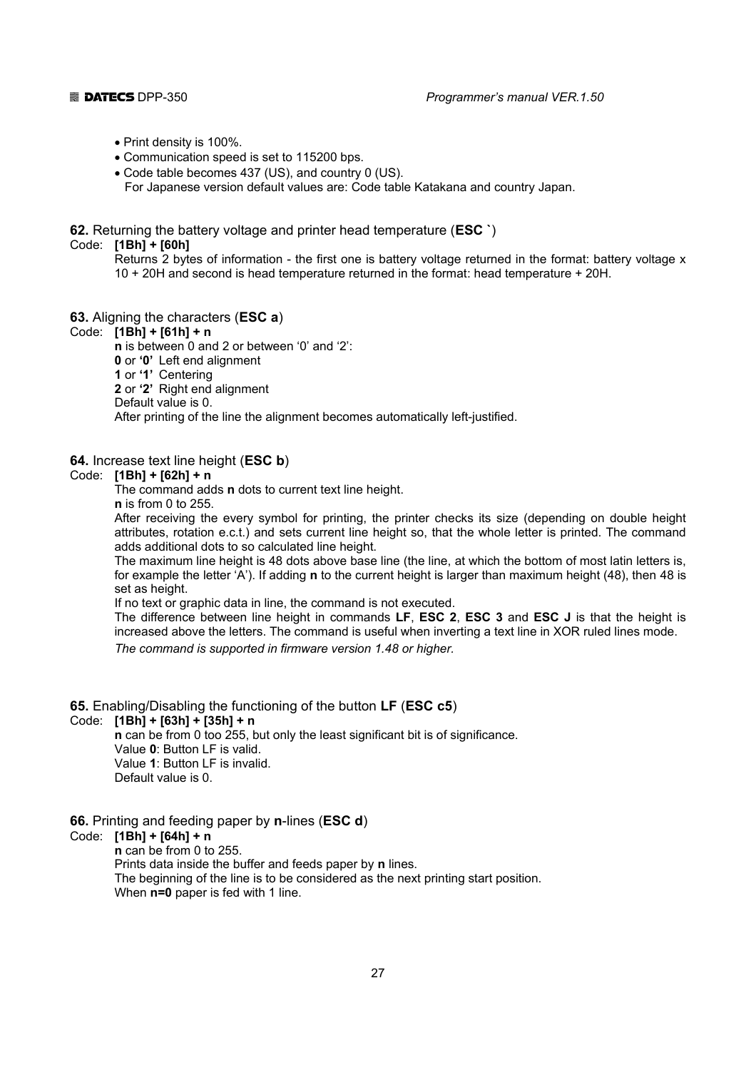- Print density is 100%.
- Communication speed is set to 115200 bps.
- Code table becomes 437 (US), and country 0 (US).
  For Japanese version default values are: Code table Katakana and country Japan.

**62.** Returning the battery voltage and printer head temperature (**ESC `**)

Code: **[1Bh] + [60h]**

Returns 2 bytes of information - the first one is battery voltage returned in the format: battery voltage x 10 + 20H and second is head temperature returned in the format: head temperature + 20H.

**63.** Aligning the characters (**ESC a**)

Code: **[1Bh] + [61h] + n**

**n** is between 0 and 2 or between '0' and '2':
**0** or **'0'** Left end alignment
**1** or **'1'** Centering
**2** or **'2'** Right end alignment
Default value is 0.
After printing of the line the alignment becomes automatically left-justified.

**64.** Increase text line height (**ESC b**)

Code: **[1Bh] + [62h] + n**

The command adds **n** dots to current text line height.
**n** is from 0 to 255.
After receiving the every symbol for printing, the printer checks its size (depending on double height attributes, rotation e.c.t.) and sets current line height so, that the whole letter is printed. The command adds additional dots to so calculated line height.
The maximum line height is 48 dots above base line (the line, at which the bottom of most latin letters is, for example the letter 'A'). If adding **n** to the current height is larger than maximum height (48), then 48 is set as height.
If no text or graphic data in line, the command is not executed.
The difference between line height in commands **LF**, **ESC 2**, **ESC 3** and **ESC J** is that the height is increased above the letters. The command is useful when inverting a text line in XOR ruled lines mode.
*The command is supported in firmware version 1.48 or higher.*

**65.** Enabling/Disabling the functioning of the button **LF** (**ESC c5**)

Code: **[1Bh] + [63h] + [35h] + n**

**n** can be from 0 too 255, but only the least significant bit is of significance.
Value **0**: Button LF is valid.
Value **1**: Button LF is invalid.
Default value is 0.

**66.** Printing and feeding paper by **n**-lines (**ESC d**)

Code: **[1Bh] + [64h] + n**

**n** can be from 0 to 255.
Prints data inside the buffer and feeds paper by **n** lines.
The beginning of the line is to be considered as the next printing start position.
When **n=0** paper is fed with 1 line.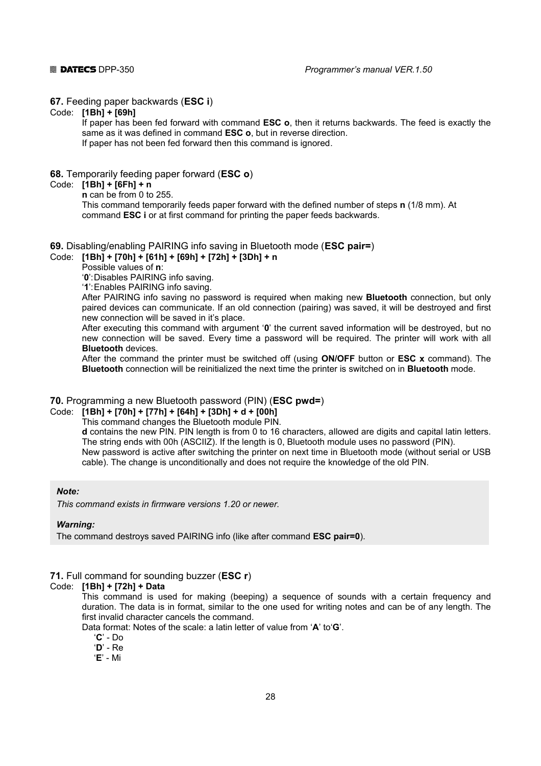**67.** Feeding paper backwards (**ESC i**)

Code: **[1Bh] + [69h]**

If paper has been fed forward with command **ESC o**, then it returns backwards. The feed is exactly the same as it was defined in command **ESC o**, but in reverse direction.
If paper has not been fed forward then this command is ignored.

**68.** Temporarily feeding paper forward (**ESC o**)

Code: **[1Bh] + [6Fh] + n**

**n** can be from 0 to 255.
This command temporarily feeds paper forward with the defined number of steps **n** (1/8 mm). At command **ESC i** or at first command for printing the paper feeds backwards.

**69.** Disabling/enabling PAIRING info saving in Bluetooth mode (**ESC pair=**)

Code: **[1Bh] + [70h] + [61h] + [69h] + [72h] + [3Dh] + n**

Possible values of **n**:
'**0**': Disables PAIRING info saving.
'**1**': Enables PAIRING info saving.

After PAIRING info saving no password is required when making new **Bluetooth** connection, but only paired devices can communicate. If an old connection (pairing) was saved, it will be destroyed and first new connection will be saved in it's place.

After executing this command with argument '**0**' the current saved information will be destroyed, but no new connection will be saved. Every time a password will be required. The printer will work with all **Bluetooth** devices.

After the command the printer must be switched off (using **ON/OFF** button or **ESC x** command). The **Bluetooth** connection will be reinitialized the next time the printer is switched on in **Bluetooth** mode.

**70.** Programming a new Bluetooth password (PIN) (**ESC pwd=**)

Code: **[1Bh] + [70h] + [77h] + [64h] + [3Dh] + d + [00h]**

This command changes the Bluetooth module PIN.
**d** contains the new PIN. PIN length is from 0 to 16 characters, allowed are digits and capital latin letters. The string ends with 00h (ASCIIZ). If the length is 0, Bluetooth module uses no password (PIN).
New password is active after switching the printer on next time in Bluetooth mode (without serial or USB cable). The change is unconditionally and does not require the knowledge of the old PIN.

> ***Note:***
>
> *This command exists in firmware versions 1.20 or newer.*
>
> ***Warning:***
>
> The command destroys saved PAIRING info (like after command **ESC pair=0**).

**71.** Full command for sounding buzzer (**ESC r**)

Code: **[1Bh] + [72h] + Data**

This command is used for making (beeping) a sequence of sounds with a certain frequency and duration. The data is in format, similar to the one used for writing notes and can be of any length. The first invalid character cancels the command.

Data format: Notes of the scale: a latin letter of value from '**A**' to'**G**'.
'**C**' - Do
'**D**' - Re
'**E**' - Mi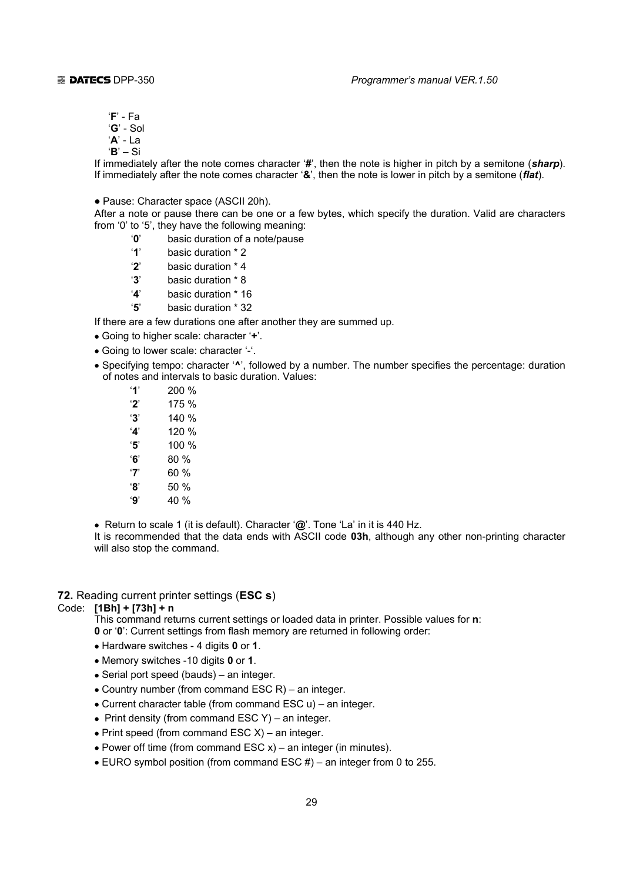'**F**' - Fa
'**G**' - Sol
'**A**' - La
'**B**' – Si

If immediately after the note comes character '**#**', then the note is higher in pitch by a semitone (***sharp***). If immediately after the note comes character '**&**', then the note is lower in pitch by a semitone (***flat***).

● Pause: Character space (ASCII 20h).

After a note or pause there can be one or a few bytes, which specify the duration. Valid are characters from '0' to '5', they have the following meaning:

| | |
|---|---|
| '**0**' | basic duration of a note/pause |
| '**1**' | basic duration * 2 |
| '**2**' | basic duration * 4 |
| '**3**' | basic duration * 8 |
| '**4**' | basic duration * 16 |
| '**5**' | basic duration * 32 |

If there are a few durations one after another they are summed up.

- Going to higher scale: character '**+**'.
- Going to lower scale: character '-'.
- Specifying tempo: character '**^**', followed by a number. The number specifies the percentage: duration of notes and intervals to basic duration. Values:

| | |
|---|---|
| '**1**' | 200 % |
| '**2**' | 175 % |
| '**3**' | 140 % |
| '**4**' | 120 % |
| '**5**' | 100 % |
| '**6**' | 80 % |
| '**7**' | 60 % |
| '**8**' | 50 % |
| '**9**' | 40 % |

- Return to scale 1 (it is default). Character '**@**'. Tone 'La' in it is 440 Hz.

It is recommended that the data ends with ASCII code **03h**, although any other non-printing character will also stop the command.

## **72.** Reading current printer settings (**ESC s**)

Code: **[1Bh] + [73h] + n**

This command returns current settings or loaded data in printer. Possible values for **n**:

**0** or '**0**': Current settings from flash memory are returned in following order:

- Hardware switches - 4 digits **0** or **1**.
- Memory switches -10 digits **0** or **1**.
- Serial port speed (bauds) – an integer.
- Country number (from command ESC R) – an integer.
- Current character table (from command ESC u) – an integer.
- Print density (from command ESC Y) – an integer.
- Print speed (from command ESC X) – an integer.
- Power off time (from command ESC x) – an integer (in minutes).
- EURO symbol position (from command ESC #) – an integer from 0 to 255.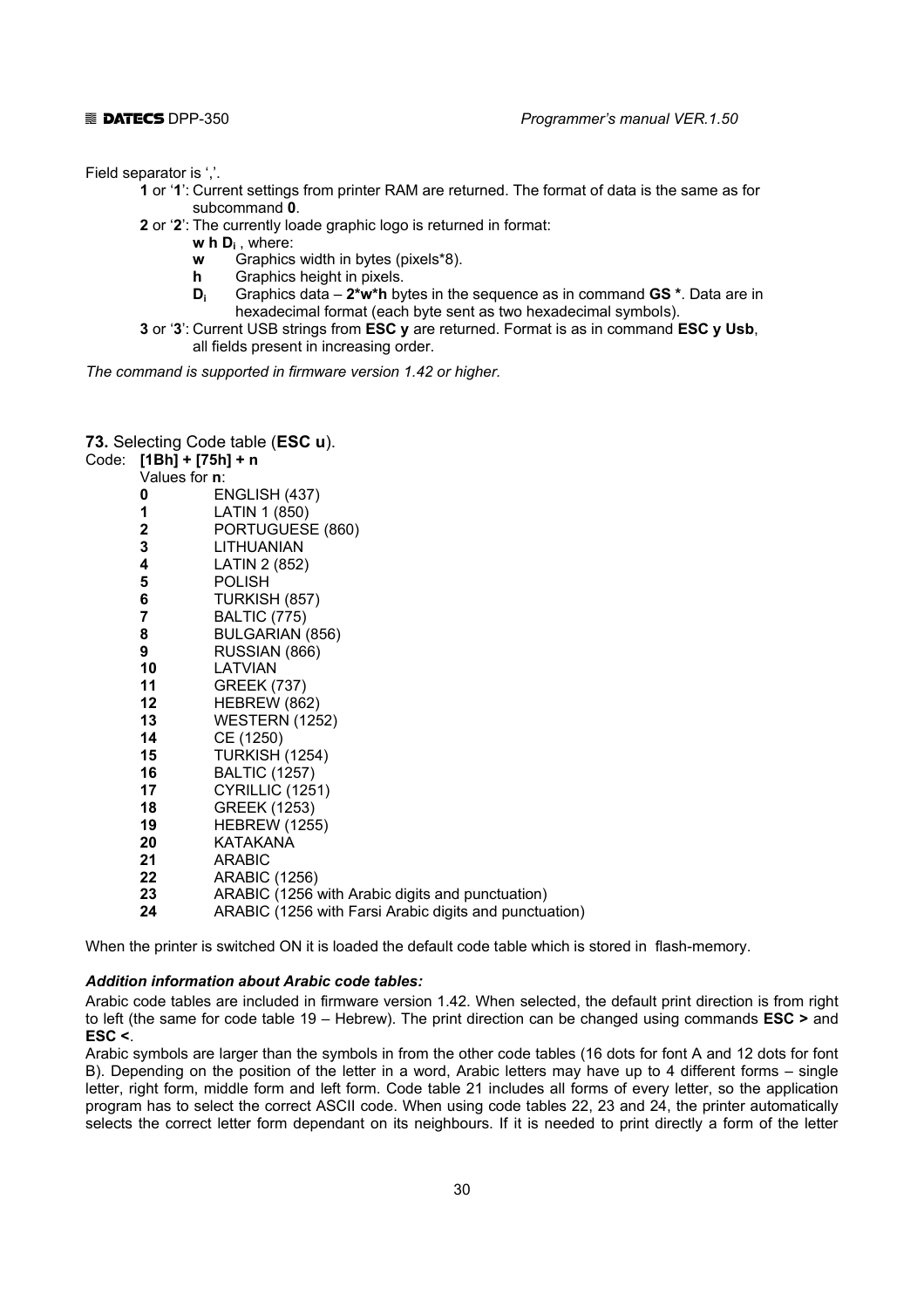Field separator is ','.

- **1** or '**1**': Current settings from printer RAM are returned. The format of data is the same as for subcommand **0**.
- **2** or '**2**': The currently loade graphic logo is returned in format:
  **w h D**$_i$ , where:
  - **w** Graphics width in bytes (pixels*8).
  - **h** Graphics height in pixels.
  - **D**$_i$ Graphics data – **2*w*h** bytes in the sequence as in command **GS \***. Data are in hexadecimal format (each byte sent as two hexadecimal symbols).
- **3** or '**3**': Current USB strings from **ESC y** are returned. Format is as in command **ESC y Usb**, all fields present in increasing order.

*The command is supported in firmware version 1.42 or higher.*

**73.** Selecting Code table (**ESC u**).

Code: **[1Bh] + [75h] + n**

Values for **n**:

| | |
|---|---|
| **0** | ENGLISH (437) |
| **1** | LATIN 1 (850) |
| **2** | PORTUGUESE (860) |
| **3** | LITHUANIAN |
| **4** | LATIN 2 (852) |
| **5** | POLISH |
| **6** | TURKISH (857) |
| **7** | BALTIC (775) |
| **8** | BULGARIAN (856) |
| **9** | RUSSIAN (866) |
| **10** | LATVIAN |
| **11** | GREEK (737) |
| **12** | HEBREW (862) |
| **13** | WESTERN (1252) |
| **14** | CE (1250) |
| **15** | TURKISH (1254) |
| **16** | BALTIC (1257) |
| **17** | CYRILLIC (1251) |
| **18** | GREEK (1253) |
| **19** | HEBREW (1255) |
| **20** | KATAKANA |
| **21** | ARABIC |
| **22** | ARABIC (1256) |
| **23** | ARABIC (1256 with Arabic digits and punctuation) |
| **24** | ARABIC (1256 with Farsi Arabic digits and punctuation) |

When the printer is switched ON it is loaded the default code table which is stored in flash-memory.

***Addition information about Arabic code tables:***

Arabic code tables are included in firmware version 1.42. When selected, the default print direction is from right to left (the same for code table 19 – Hebrew). The print direction can be changed using commands **ESC >** and **ESC <**.

Arabic symbols are larger than the symbols in from the other code tables (16 dots for font A and 12 dots for font B). Depending on the position of the letter in a word, Arabic letters may have up to 4 different forms – single letter, right form, middle form and left form. Code table 21 includes all forms of every letter, so the application program has to select the correct ASCII code. When using code tables 22, 23 and 24, the printer automatically selects the correct letter form dependant on its neighbours. If it is needed to print directly a form of the letter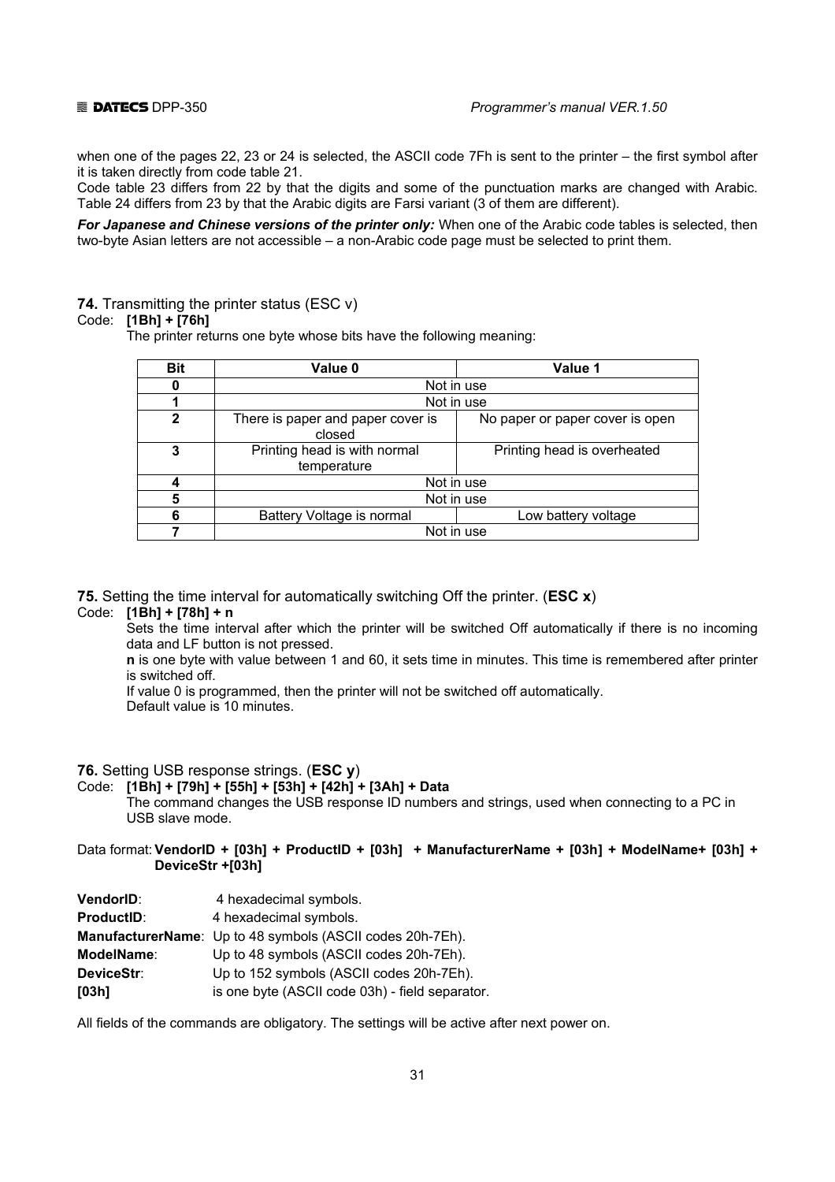when one of the pages 22, 23 or 24 is selected, the ASCII code 7Fh is sent to the printer – the first symbol after it is taken directly from code table 21.
Code table 23 differs from 22 by that the digits and some of the punctuation marks are changed with Arabic. Table 24 differs from 23 by that the Arabic digits are Farsi variant (3 of them are different).

***For Japanese and Chinese versions of the printer only:*** When one of the Arabic code tables is selected, then two-byte Asian letters are not accessible – a non-Arabic code page must be selected to print them.

**74.** Transmitting the printer status (ESC v)

Code: **[1Bh] + [76h]**

The printer returns one byte whose bits have the following meaning:

| Bit | Value 0 | Value 1 |
|---|---|---|
| 0 | Not in use | |
| 1 | Not in use | |
| 2 | There is paper and paper cover is closed | No paper or paper cover is open |
| 3 | Printing head is with normal temperature | Printing head is overheated |
| 4 | Not in use | |
| 5 | Not in use | |
| 6 | Battery Voltage is normal | Low battery voltage |
| 7 | Not in use | |

**75.** Setting the time interval for automatically switching Off the printer. (**ESC x**)

Code: **[1Bh] + [78h] + n**

Sets the time interval after which the printer will be switched Off automatically if there is no incoming data and LF button is not pressed.

**n** is one byte with value between 1 and 60, it sets time in minutes. This time is remembered after printer is switched off.

If value 0 is programmed, then the printer will not be switched off automatically.

Default value is 10 minutes.

**76.** Setting USB response strings. (**ESC y**)

Code: **[1Bh] + [79h] + [55h] + [53h] + [42h] + [3Ah] + Data**

The command changes the USB response ID numbers and strings, used when connecting to a PC in USB slave mode.

Data format: **VendorID + [03h] + ProductID + [03h] + ManufacturerName + [03h] + ModelName+ [03h] + DeviceStr +[03h]**

**VendorID**: 4 hexadecimal symbols.
**ProductID**: 4 hexadecimal symbols.
**ManufacturerName**: Up to 48 symbols (ASCII codes 20h-7Eh).
**ModelName**: Up to 48 symbols (ASCII codes 20h-7Eh).
**DeviceStr**: Up to 152 symbols (ASCII codes 20h-7Eh).
**[03h]** is one byte (ASCII code 03h) - field separator.

All fields of the commands are obligatory. The settings will be active after next power on.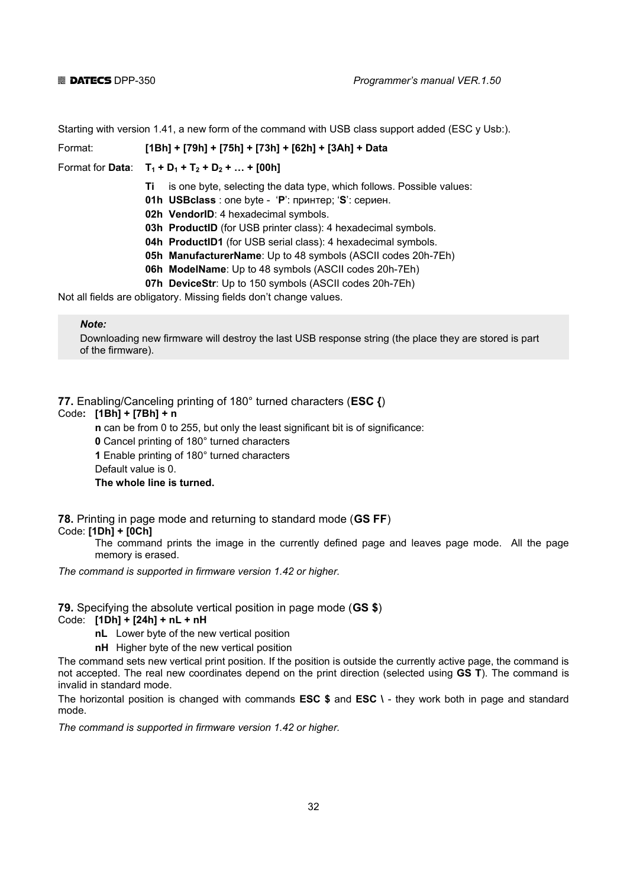Starting with version 1.41, a new form of the command with USB class support added (ESC y Usb:).

Format: **[1Bh] + [79h] + [75h] + [73h] + [62h] + [3Ah] + Data**

Format for **Data**: $T_1 + D_1 + T_2 + D_2 + \ldots +$ **[00h]**

**Ti** is one byte, selecting the data type, which follows. Possible values:

**01h USBclass** : one byte - '**P**': принтер; '**S**': сериен.

**02h VendorID**: 4 hexadecimal symbols.

**03h ProductID** (for USB printer class): 4 hexadecimal symbols.

**04h ProductID1** (for USB serial class): 4 hexadecimal symbols.

**05h ManufacturerName**: Up to 48 symbols (ASCII codes 20h-7Eh)

**06h ModelName**: Up to 48 symbols (ASCII codes 20h-7Eh)

**07h DeviceStr**: Up to 150 symbols (ASCII codes 20h-7Eh)

Not all fields are obligatory. Missing fields don't change values.

> ***Note:***
>
> Downloading new firmware will destroy the last USB response string (the place they are stored is part of the firmware).

**77.** Enabling/Canceling printing of 180° turned characters (**ESC {**)

Code**: [1Bh] + [7Bh] + n**

**n** can be from 0 to 255, but only the least significant bit is of significance:

**0** Cancel printing of 180° turned characters

**1** Enable printing of 180° turned characters

Default value is 0.

**The whole line is turned.**

**78.** Printing in page mode and returning to standard mode (**GS FF**)

Code: **[1Dh] + [0Ch]**

The command prints the image in the currently defined page and leaves page mode. All the page memory is erased.

*The command is supported in firmware version 1.42 or higher.*

**79.** Specifying the absolute vertical position in page mode (**GS $**)

Code: **[1Dh] + [24h] + nL + nH**

**nL** Lower byte of the new vertical position

**nH** Higher byte of the new vertical position

The command sets new vertical print position. If the position is outside the currently active page, the command is not accepted. The real new coordinates depend on the print direction (selected using **GS T**). The command is invalid in standard mode.

The horizontal position is changed with commands **ESC $** and **ESC \** - they work both in page and standard mode.

*The command is supported in firmware version 1.42 or higher.*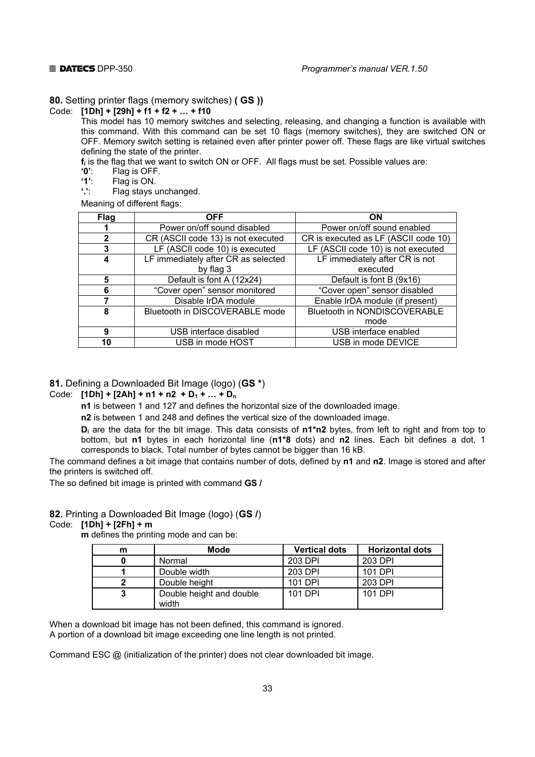### **80.** Setting printer flags (memory switches) **( GS ))**

Code: **[1Dh] + [29h] + f1 + f2 + … + f10**

This model has 10 memory switches and selecting, releasing, and changing a function is available with this command. With this command can be set 10 flags (memory switches), they are switched ON or OFF. Memory switch setting is retained even after printer power off. These flags are like virtual switches defining the state of the printer.

**$f_i$** is the flag that we want to switch ON or OFF. All flags must be set. Possible values are:

**'0'**: Flag is OFF.
**'1'**: Flag is ON.
**'.'**: Flag stays unchanged.

Meaning of different flags:

| Flag | OFF | ON |
|---|---|---|
| **1** | Power on/off sound disabled | Power on/off sound enabled |
| **2** | CR (ASCII code 13) is not executed | CR is executed as LF (ASCII code 10) |
| **3** | LF (ASCII code 10) is executed | LF (ASCII code 10) is not executed |
| **4** | LF immediately after CR as selected by flag 3 | LF immediately after CR is not executed |
| **5** | Default is font A (12x24) | Default is font B (9x16) |
| **6** | "Cover open" sensor monitored | "Cover open" sensor disabled |
| **7** | Disable IrDA module | Enable IrDA module (if present) |
| **8** | Bluetooth in DISCOVERABLE mode | Bluetooth in NONDISCOVERABLE mode |
| **9** | USB interface disabled | USB interface enabled |
| **10** | USB in mode HOST | USB in mode DEVICE |

### **81.** Defining a Downloaded Bit Image (logo) (**GS \***)

Code: **[1Dh] + [2Ah] + n1 + n2 + $D_1$ + … + $D_n$**

**n1** is between 1 and 127 and defines the horizontal size of the downloaded image.

**n2** is between 1 and 248 and defines the vertical size of the downloaded image.

**$D_i$** are the data for the bit image. This data consists of **n1\*n2** bytes, from left to right and from top to bottom, but **n1** bytes in each horizontal line (**n1\*8** dots) and **n2** lines. Each bit defines a dot, 1 corresponds to black. Total number of bytes cannot be bigger than 16 kB.

The command defines a bit image that contains number of dots, defined by **n1** and **n2**. Image is stored and after the printers is switched off.

The so defined bit image is printed with command **GS /**

### **82.** Printing a Downloaded Bit Image (logo) (**GS /**)

Code: **[1Dh] + [2Fh] + m**

**m** defines the printing mode and can be:

| m | Mode | Vertical dots | Horizontal dots |
|---|---|---|---|
| **0** | Normal | 203 DPI | 203 DPI |
| **1** | Double width | 203 DPI | 101 DPI |
| **2** | Double height | 101 DPI | 203 DPI |
| **3** | Double height and double width | 101 DPI | 101 DPI |

When a download bit image has not been defined, this command is ignored.
A portion of a download bit image exceeding one line length is not printed.

Command ESC @ (initialization of the printer) does not clear downloaded bit image.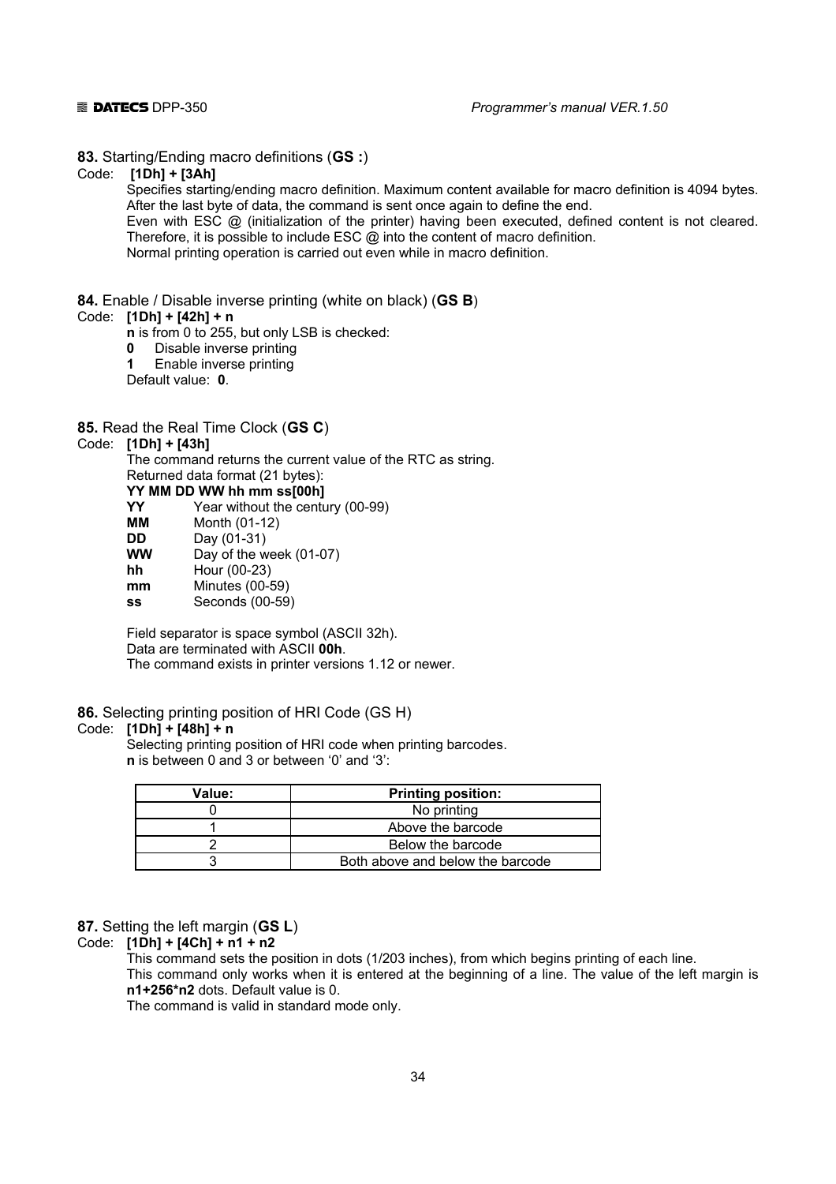**83.** Starting/Ending macro definitions (**GS :**)

Code: **[1Dh] + [3Ah]**

Specifies starting/ending macro definition. Maximum content available for macro definition is 4094 bytes. After the last byte of data, the command is sent once again to define the end.

Even with ESC @ (initialization of the printer) having been executed, defined content is not cleared. Therefore, it is possible to include ESC @ into the content of macro definition.

Normal printing operation is carried out even while in macro definition.

**84.** Enable / Disable inverse printing (white on black) (**GS B**)

Code: **[1Dh] + [42h] + n**

**n** is from 0 to 255, but only LSB is checked:

**0** Disable inverse printing

**1** Enable inverse printing

Default value: **0**.

**85.** Read the Real Time Clock (**GS C**)

Code: **[1Dh] + [43h]**

The command returns the current value of the RTC as string.

Returned data format (21 bytes):

**YY MM DD WW hh mm ss[00h]**

**YY** Year without the century (00-99)

**MM** Month (01-12)

**DD** Day (01-31)

**WW** Day of the week (01-07)

**hh** Hour (00-23)

**mm** Minutes (00-59)

**ss** Seconds (00-59)

Field separator is space symbol (ASCII 32h).

Data are terminated with ASCII **00h**.

The command exists in printer versions 1.12 or newer.

**86.** Selecting printing position of HRI Code (GS H)

Code: **[1Dh] + [48h] + n**

Selecting printing position of HRI code when printing barcodes.

**n** is between 0 and 3 or between '0' and '3':

| Value: | Printing position: |
|---|---|
| 0 | No printing |
| 1 | Above the barcode |
| 2 | Below the barcode |
| 3 | Both above and below the barcode |

**87.** Setting the left margin (**GS L**)

Code: **[1Dh] + [4Ch] + n1 + n2**

This command sets the position in dots (1/203 inches), from which begins printing of each line.

This command only works when it is entered at the beginning of a line. The value of the left margin is **n1+256*n2** dots. Default value is 0.

The command is valid in standard mode only.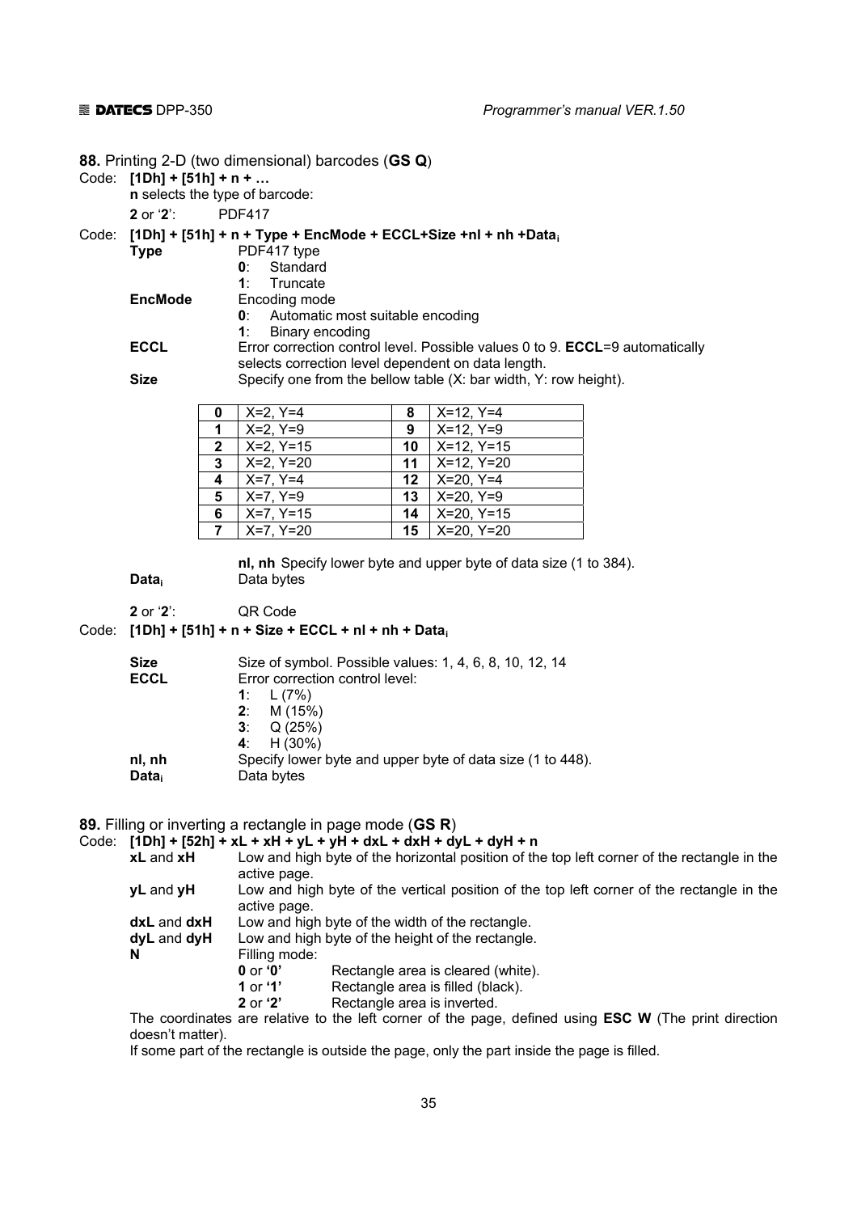**88.** Printing 2-D (two dimensional) barcodes (**GS Q**)

Code: **[1Dh] + [51h] + n + …**

**n** selects the type of barcode:

**2** or '**2**': PDF417

Code: **[1Dh] + [51h] + n + Type + EncMode + ECCL+Size +nl + nh +Data$_i$**

**Type** PDF417 type
- **0**: Standard
- **1**: Truncate

**EncMode** Encoding mode
- **0**: Automatic most suitable encoding
- **1**: Binary encoding

**ECCL** Error correction control level. Possible values 0 to 9. **ECCL**=9 automatically selects correction level dependent on data length.

**Size** Specify one from the bellow table (X: bar width, Y: row height).

| | | | |
|---|---|---|---|
| **0** | X=2, Y=4 | **8** | X=12, Y=4 |
| **1** | X=2, Y=9 | **9** | X=12, Y=9 |
| **2** | X=2, Y=15 | **10** | X=12, Y=15 |
| **3** | X=2, Y=20 | **11** | X=12, Y=20 |
| **4** | X=7, Y=4 | **12** | X=20, Y=4 |
| **5** | X=7, Y=9 | **13** | X=20, Y=9 |
| **6** | X=7, Y=15 | **14** | X=20, Y=15 |
| **7** | X=7, Y=20 | **15** | X=20, Y=20 |

**nl, nh** Specify lower byte and upper byte of data size (1 to 384).

**Data$_i$** Data bytes

**2** or '**2**': QR Code

Code: **[1Dh] + [51h] + n + Size + ECCL + nl + nh + Data$_i$**

**Size** Size of symbol. Possible values: 1, 4, 6, 8, 10, 12, 14

**ECCL** Error correction control level:
- **1**: L (7%)
- **2**: M (15%)
- **3**: Q (25%)
- **4**: H (30%)

**nl, nh** Specify lower byte and upper byte of data size (1 to 448).

**Data$_i$** Data bytes

**89.** Filling or inverting a rectangle in page mode (**GS R**)

Code: **[1Dh] + [52h] + xL + xH + yL + yH + dxL + dxH + dyL + dyH + n**

**xL** and **xH** Low and high byte of the horizontal position of the top left corner of the rectangle in the active page.

**yL** and **yH** Low and high byte of the vertical position of the top left corner of the rectangle in the active page.

**dxL** and **dxH** Low and high byte of the width of the rectangle.

**dyL** and **dyH** Low and high byte of the height of the rectangle.

**N** Filling mode:
- **0** or **'0'** Rectangle area is cleared (white).
- **1** or **'1'** Rectangle area is filled (black).
- **2** or **'2'** Rectangle area is inverted.

The coordinates are relative to the left corner of the page, defined using **ESC W** (The print direction doesn't matter).

If some part of the rectangle is outside the page, only the part inside the page is filled.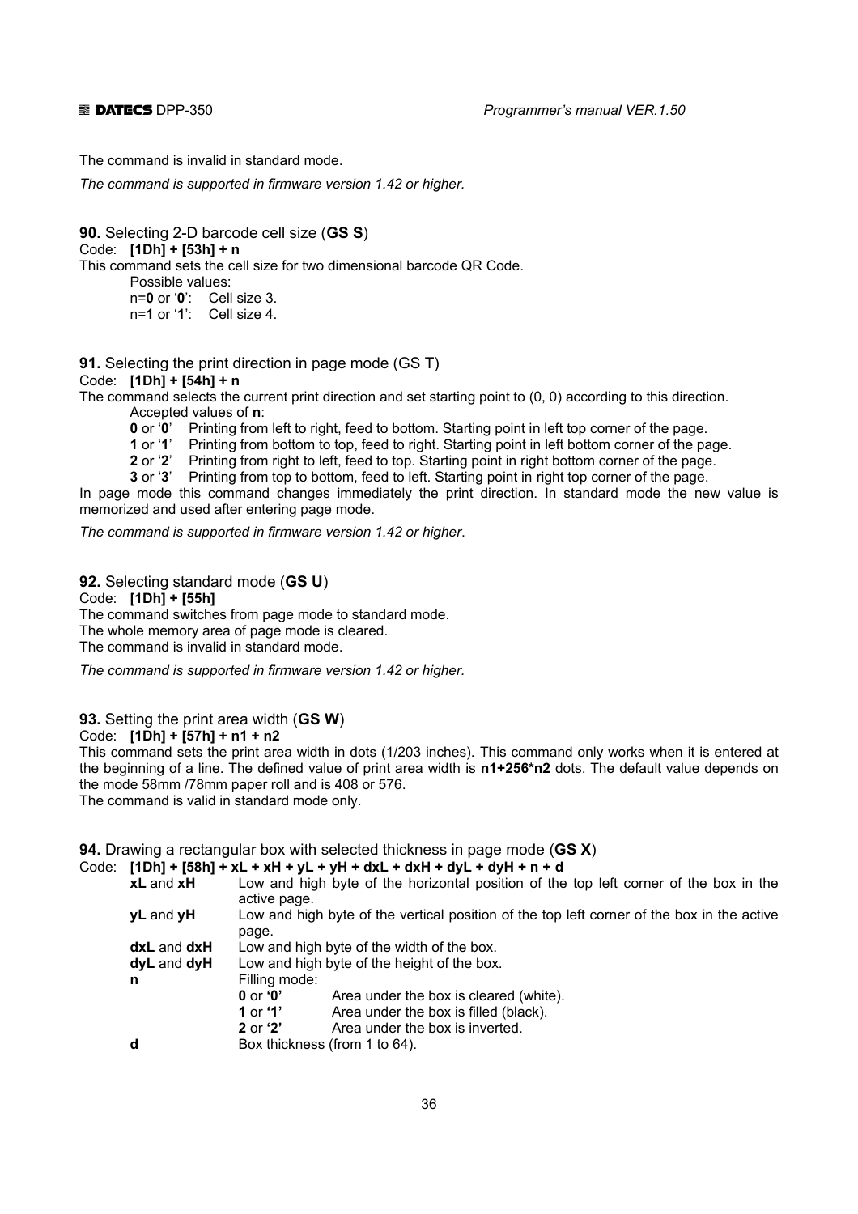The command is invalid in standard mode.

*The command is supported in firmware version 1.42 or higher.*

**90.** Selecting 2-D barcode cell size (**GS S**)

Code: **[1Dh] + [53h] + n**

This command sets the cell size for two dimensional barcode QR Code.

Possible values:

n=**0** or '**0**': Cell size 3.

n=**1** or '**1**': Cell size 4.

**91.** Selecting the print direction in page mode (GS T)

Code: **[1Dh] + [54h] + n**

The command selects the current print direction and set starting point to (0, 0) according to this direction.

Accepted values of **n**:

**0** or '**0**' Printing from left to right, feed to bottom. Starting point in left top corner of the page.

**1** or '**1**' Printing from bottom to top, feed to right. Starting point in left bottom corner of the page.

**2** or '**2**' Printing from right to left, feed to top. Starting point in right bottom corner of the page.

**3** or '**3**' Printing from top to bottom, feed to left. Starting point in right top corner of the page.

In page mode this command changes immediately the print direction. In standard mode the new value is memorized and used after entering page mode.

*The command is supported in firmware version 1.42 or higher.*

**92.** Selecting standard mode (**GS U**)

Code: **[1Dh] + [55h]**

The command switches from page mode to standard mode.

The whole memory area of page mode is cleared.

The command is invalid in standard mode.

*The command is supported in firmware version 1.42 or higher.*

**93.** Setting the print area width (**GS W**)

Code: **[1Dh] + [57h] + n1 + n2**

This command sets the print area width in dots (1/203 inches). This command only works when it is entered at the beginning of a line. The defined value of print area width is **n1+256*n2** dots. The default value depends on the mode 58mm /78mm paper roll and is 408 or 576.

The command is valid in standard mode only.

**94.** Drawing a rectangular box with selected thickness in page mode (**GS X**)

Code: **[1Dh] + [58h] + xL + xH + yL + yH + dxL + dxH + dyL + dyH + n + d**

**xL** and **xH** Low and high byte of the horizontal position of the top left corner of the box in the active page.

**yL** and **yH** Low and high byte of the vertical position of the top left corner of the box in the active page.

**dxL** and **dxH** Low and high byte of the width of the box.

**dyL** and **dyH** Low and high byte of the height of the box.

**n** Filling mode:

- **0** or **'0'** Area under the box is cleared (white).
- **1** or **'1'** Area under the box is filled (black).
- **2** or **'2'** Area under the box is inverted.

**d** Box thickness (from 1 to 64).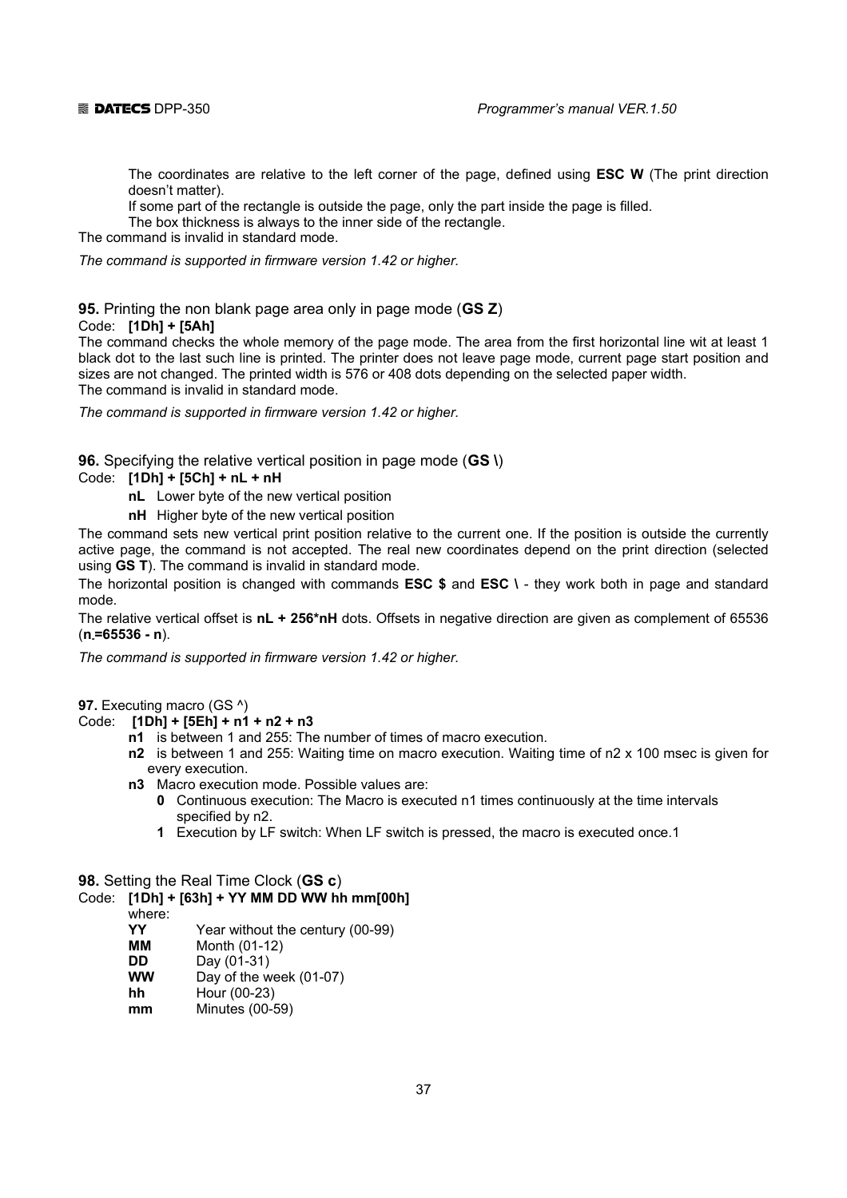The coordinates are relative to the left corner of the page, defined using **ESC W** (The print direction doesn't matter).

If some part of the rectangle is outside the page, only the part inside the page is filled.

The box thickness is always to the inner side of the rectangle.

The command is invalid in standard mode.

*The command is supported in firmware version 1.42 or higher.*

**95.** Printing the non blank page area only in page mode (**GS Z**)

Code: **[1Dh] + [5Ah]**

The command checks the whole memory of the page mode. The area from the first horizontal line wit at least 1 black dot to the last such line is printed. The printer does not leave page mode, current page start position and sizes are not changed. The printed width is 576 or 408 dots depending on the selected paper width.
The command is invalid in standard mode.

*The command is supported in firmware version 1.42 or higher.*

**96.** Specifying the relative vertical position in page mode (**GS \**)

Code: **[1Dh] + [5Ch] + nL + nH**

- **nL** Lower byte of the new vertical position
- **nH** Higher byte of the new vertical position

The command sets new vertical print position relative to the current one. If the position is outside the currently active page, the command is not accepted. The real new coordinates depend on the print direction (selected using **GS T**). The command is invalid in standard mode.

The horizontal position is changed with commands **ESC $** and **ESC \** - they work both in page and standard mode.

The relative vertical offset is **nL + 256*nH** dots. Offsets in negative direction are given as complement of 65536 (**n.=65536 - n**).

*The command is supported in firmware version 1.42 or higher.*

**97.** Executing macro (GS ^)

Code: **[1Dh] + [5Eh] + n1 + n2 + n3**

- **n1** is between 1 and 255: The number of times of macro execution.
- **n2** is between 1 and 255: Waiting time on macro execution. Waiting time of n2 x 100 msec is given for every execution.
- **n3** Macro execution mode. Possible values are:
  - **0** Continuous execution: The Macro is executed n1 times continuously at the time intervals specified by n2.
  - **1** Execution by LF switch: When LF switch is pressed, the macro is executed once.1

**98.** Setting the Real Time Clock (**GS c**)

Code: **[1Dh] + [63h] + YY MM DD WW hh mm[00h]**

where:

| | |
|---|---|
| **YY** | Year without the century (00-99) |
| **MM** | Month (01-12) |
| **DD** | Day (01-31) |
| **WW** | Day of the week (01-07) |
| **hh** | Hour (00-23) |
| **mm** | Minutes (00-59) |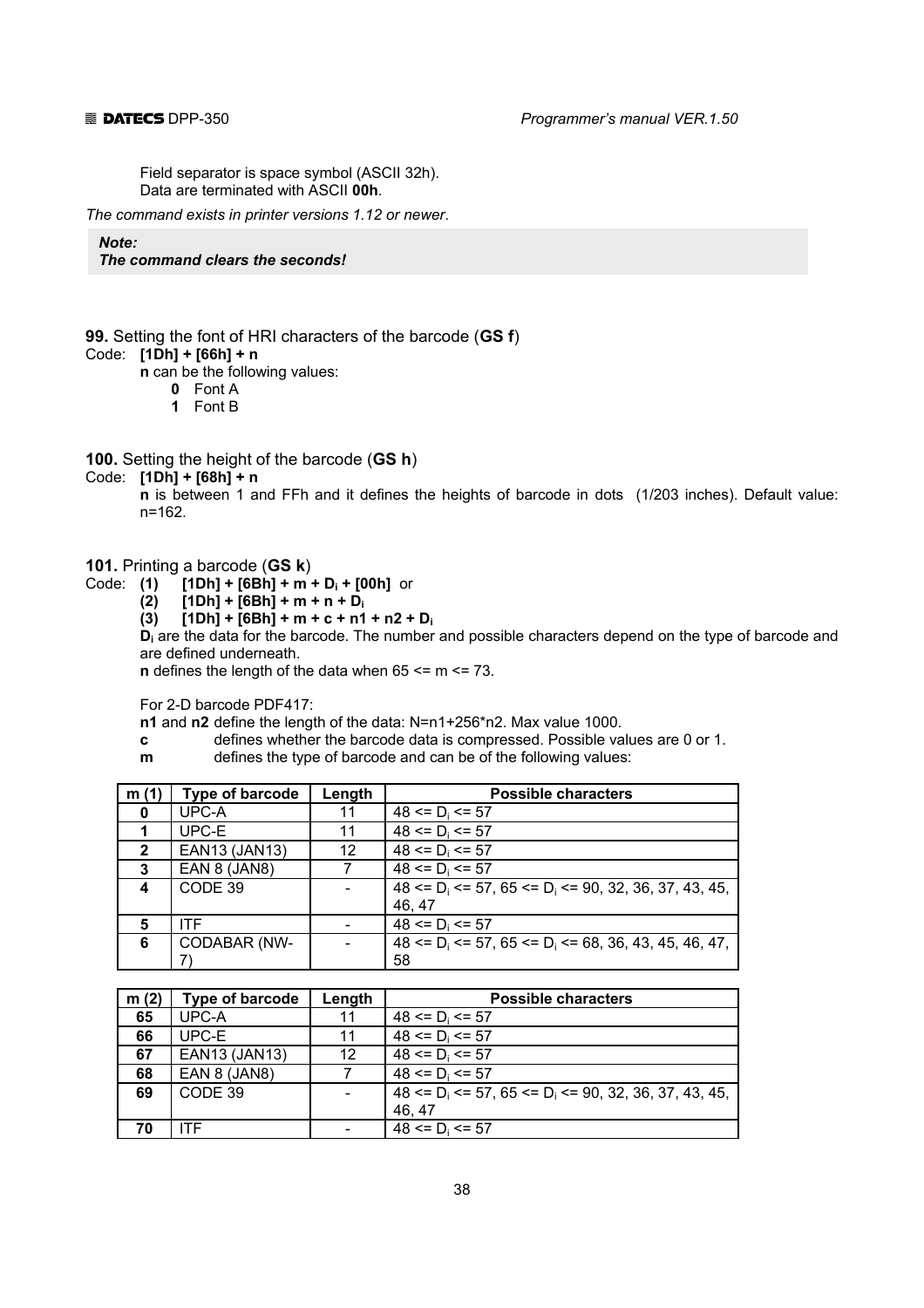Field separator is space symbol (ASCII 32h).
Data are terminated with ASCII **00h**.

*The command exists in printer versions 1.12 or newer*.

> ***Note:***
> ***The command clears the seconds!***

**99.** Setting the font of HRI characters of the barcode (**GS f**)

Code: **[1Dh] + [66h] + n**

**n** can be the following values:

- **0** Font A
- **1** Font B

**100.** Setting the height of the barcode (**GS h**)

Code: **[1Dh] + [68h] + n**

**n** is between 1 and FFh and it defines the heights of barcode in dots (1/203 inches). Default value: n=162.

**101.** Printing a barcode (**GS k**)

Code: **(1) [1Dh] + [6Bh] + m + $D_i$ + [00h]** or
**(2) [1Dh] + [6Bh] + m + n + $D_i$**
**(3) [1Dh] + [6Bh] + m + c + n1 + n2 + $D_i$**

**$D_i$** are the data for the barcode. The number and possible characters depend on the type of barcode and are defined underneath.
**n** defines the length of the data when 65 <= m <= 73.

For 2-D barcode PDF417:
**n1** and **n2** define the length of the data: N=n1+256*n2. Max value 1000.
**c** defines whether the barcode data is compressed. Possible values are 0 or 1.
**m** defines the type of barcode and can be of the following values:

| m (1) | Type of barcode | Length | Possible characters |
|---|---|---|---|
| **0** | UPC-A | 11 | 48 <= $D_i$ <= 57 |
| **1** | UPC-E | 11 | 48 <= $D_i$ <= 57 |
| **2** | EAN13 (JAN13) | 12 | 48 <= $D_i$ <= 57 |
| **3** | EAN 8 (JAN8) | 7 | 48 <= $D_i$ <= 57 |
| **4** | CODE 39 | - | 48 <= $D_i$ <= 57, 65 <= $D_i$ <= 90, 32, 36, 37, 43, 45, 46, 47 |
| **5** | ITF | - | 48 <= $D_i$ <= 57 |
| **6** | CODABAR (NW-7) | - | 48 <= $D_i$ <= 57, 65 <= $D_i$ <= 68, 36, 43, 45, 46, 47, 58 |

| m (2) | Type of barcode | Length | Possible characters |
|---|---|---|---|
| **65** | UPC-A | 11 | 48 <= $D_i$ <= 57 |
| **66** | UPC-E | 11 | 48 <= $D_i$ <= 57 |
| **67** | EAN13 (JAN13) | 12 | 48 <= $D_i$ <= 57 |
| **68** | EAN 8 (JAN8) | 7 | 48 <= $D_i$ <= 57 |
| **69** | CODE 39 | - | 48 <= $D_i$ <= 57, 65 <= $D_i$ <= 90, 32, 36, 37, 43, 45, 46, 47 |
| **70** | ITF | - | 48 <= $D_i$ <= 57 |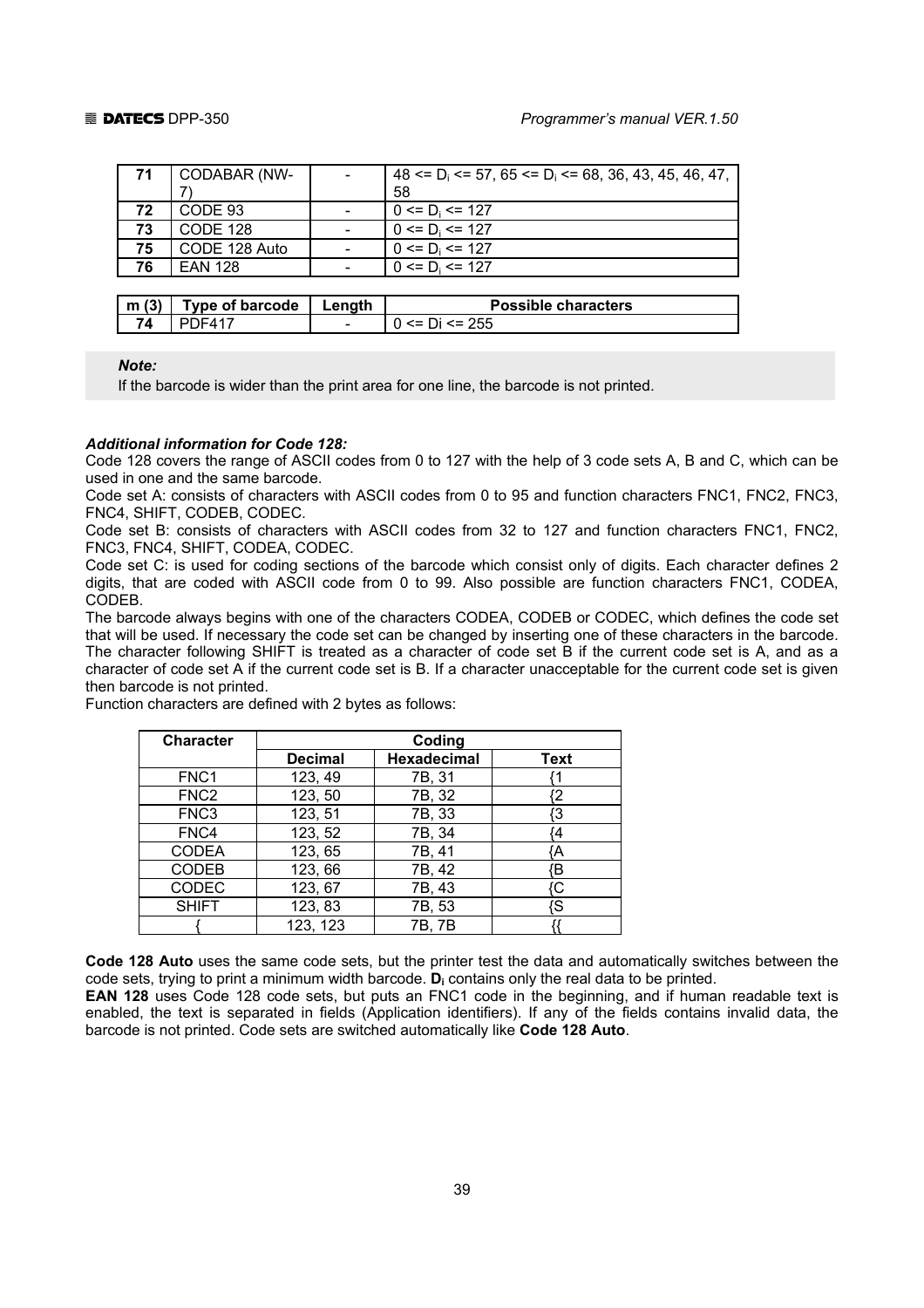| 71 | CODABAR (NW-7) | - | 48 <= $D_i$ <= 57, 65 <= $D_i$ <= 68, 36, 43, 45, 46, 47, 58 |
|---|---|---|---|
| 72 | CODE 93 | - | 0 <= $D_i$ <= 127 |
| 73 | CODE 128 | - | 0 <= $D_i$ <= 127 |
| 75 | CODE 128 Auto | - | 0 <= $D_i$ <= 127 |
| 76 | EAN 128 | - | 0 <= $D_i$ <= 127 |

| m (3) | Type of barcode | Length | Possible characters |
|---|---|---|---|
| 74 | PDF417 | - | 0 <= Di <= 255 |

***Note:***
If the barcode is wider than the print area for one line, the barcode is not printed.

***Additional information for Code 128:***

Code 128 covers the range of ASCII codes from 0 to 127 with the help of 3 code sets A, B and C, which can be used in one and the same barcode.

Code set A: consists of characters with ASCII codes from 0 to 95 and function characters FNC1, FNC2, FNC3, FNC4, SHIFT, CODEB, CODEC.

Code set B: consists of characters with ASCII codes from 32 to 127 and function characters FNC1, FNC2, FNC3, FNC4, SHIFT, CODEA, CODEC.

Code set C: is used for coding sections of the barcode which consist only of digits. Each character defines 2 digits, that are coded with ASCII code from 0 to 99. Also possible are function characters FNC1, CODEA, CODEB.

The barcode always begins with one of the characters CODEA, CODEB or CODEC, which defines the code set that will be used. If necessary the code set can be changed by inserting one of these characters in the barcode. The character following SHIFT is treated as a character of code set B if the current code set is A, and as a character of code set A if the current code set is B. If a character unacceptable for the current code set is given then barcode is not printed.

Function characters are defined with 2 bytes as follows:

| Character | Coding | | |
|---|---|---|---|
| | Decimal | Hexadecimal | Text |
| FNC1 | 123, 49 | 7B, 31 | {1 |
| FNC2 | 123, 50 | 7B, 32 | {2 |
| FNC3 | 123, 51 | 7B, 33 | {3 |
| FNC4 | 123, 52 | 7B, 34 | {4 |
| CODEA | 123, 65 | 7B, 41 | {A |
| CODEB | 123, 66 | 7B, 42 | {B |
| CODEC | 123, 67 | 7B, 43 | {C |
| SHIFT | 123, 83 | 7B, 53 | {S |
| { | 123, 123 | 7B, 7B | {{ |

**Code 128 Auto** uses the same code sets, but the printer test the data and automatically switches between the code sets, trying to print a minimum width barcode. $\mathbf{D_i}$ contains only the real data to be printed.

**EAN 128** uses Code 128 code sets, but puts an FNC1 code in the beginning, and if human readable text is enabled, the text is separated in fields (Application identifiers). If any of the fields contains invalid data, the barcode is not printed. Code sets are switched automatically like **Code 128 Auto**.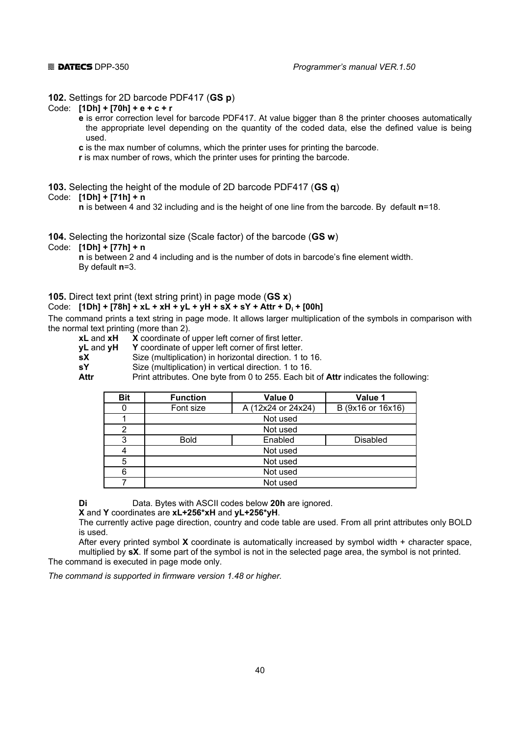**102.** Settings for 2D barcode PDF417 (**GS p**)

Code: **[1Dh] + [70h] + e + c + r**

**e** is error correction level for barcode PDF417. At value bigger than 8 the printer chooses automatically the appropriate level depending on the quantity of the coded data, else the defined value is being used.

**c** is the max number of columns, which the printer uses for printing the barcode.

**r** is max number of rows, which the printer uses for printing the barcode.

**103.** Selecting the height of the module of 2D barcode PDF417 (**GS q**)

Code: **[1Dh] + [71h] + n**

**n** is between 4 and 32 including and is the height of one line from the barcode. By default **n**=18.

**104.** Selecting the horizontal size (Scale factor) of the barcode (**GS w**)

Code: **[1Dh] + [77h] + n**

**n** is between 2 and 4 including and is the number of dots in barcode's fine element width. By default **n**=3.

**105.** Direct text print (text string print) in page mode (**GS x**)

Code: **[1Dh] + [78h] + xL + xH + yL + yH + sX + sY + Attr + $D_i$ + [00h]**

The command prints a text string in page mode. It allows larger multiplication of the symbols in comparison with the normal text printing (more than 2).

**xL** and **xH** **X** coordinate of upper left corner of first letter.
**yL** and **yH** **Y** coordinate of upper left corner of first letter.
**sX** Size (multiplication) in horizontal direction. 1 to 16.
**sY** Size (multiplication) in vertical direction. 1 to 16.
**Attr** Print attributes. One byte from 0 to 255. Each bit of **Attr** indicates the following:

| Bit | Function | Value 0 | Value 1 |
|---|---|---|---|
| 0 | Font size | A (12x24 or 24x24) | B (9x16 or 16x16) |
| 1 | Not used | | |
| 2 | Not used | | |
| 3 | Bold | Enabled | Disabled |
| 4 | Not used | | |
| 5 | Not used | | |
| 6 | Not used | | |
| 7 | Not used | | |

**Di** Data. Bytes with ASCII codes below **20h** are ignored.

**X** and **Y** coordinates are **xL+256\*xH** and **yL+256\*yH**.

The currently active page direction, country and code table are used. From all print attributes only BOLD is used.

After every printed symbol **X** coordinate is automatically increased by symbol width + character space, multiplied by **sX**. If some part of the symbol is not in the selected page area, the symbol is not printed.

The command is executed in page mode only.

*The command is supported in firmware version 1.48 or higher.*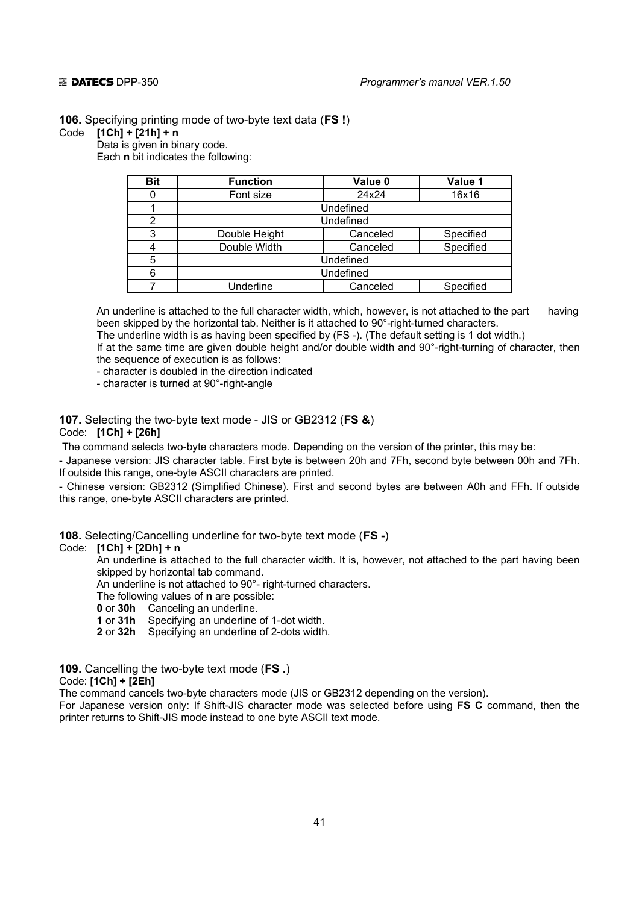**106.** Specifying printing mode of two-byte text data (**FS !**)

Code **[1Ch] + [21h] + n**

Data is given in binary code.

Each **n** bit indicates the following:

| Bit | Function | Value 0 | Value 1 |
|---|---|---|---|
| 0 | Font size | 24x24 | 16x16 |
| 1 | Undefined | | |
| 2 | Undefined | | |
| 3 | Double Height | Canceled | Specified |
| 4 | Double Width | Canceled | Specified |
| 5 | Undefined | | |
| 6 | Undefined | | |
| 7 | Underline | Canceled | Specified |

An underline is attached to the full character width, which, however, is not attached to the part having been skipped by the horizontal tab. Neither is it attached to 90°-right-turned characters.

The underline width is as having been specified by (FS -). (The default setting is 1 dot width.)

If at the same time are given double height and/or double width and 90°-right-turning of character, then the sequence of execution is as follows:

- character is doubled in the direction indicated
- character is turned at 90°-right-angle

**107.** Selecting the two-byte text mode - JIS or GB2312 (**FS &**)

Code: **[1Ch] + [26h]**

The command selects two-byte characters mode. Depending on the version of the printer, this may be:

- Japanese version: JIS character table. First byte is between 20h and 7Fh, second byte between 00h and 7Fh. If outside this range, one-byte ASCII characters are printed.
- Chinese version: GB2312 (Simplified Chinese). First and second bytes are between A0h and FFh. If outside this range, one-byte ASCII characters are printed.

**108.** Selecting/Cancelling underline for two-byte text mode (**FS -**)

Code: **[1Ch] + [2Dh] + n**

An underline is attached to the full character width. It is, however, not attached to the part having been skipped by horizontal tab command.

An underline is not attached to 90°- right-turned characters.

The following values of **n** are possible:

**0** or **30h** Canceling an underline.

**1** or **31h** Specifying an underline of 1-dot width.

**2** or **32h** Specifying an underline of 2-dots width.

**109.** Cancelling the two-byte text mode (**FS .**)

Code: **[1Ch] + [2Eh]**

The command cancels two-byte characters mode (JIS or GB2312 depending on the version).

For Japanese version only: If Shift-JIS character mode was selected before using **FS C** command, then the printer returns to Shift-JIS mode instead to one byte ASCII text mode.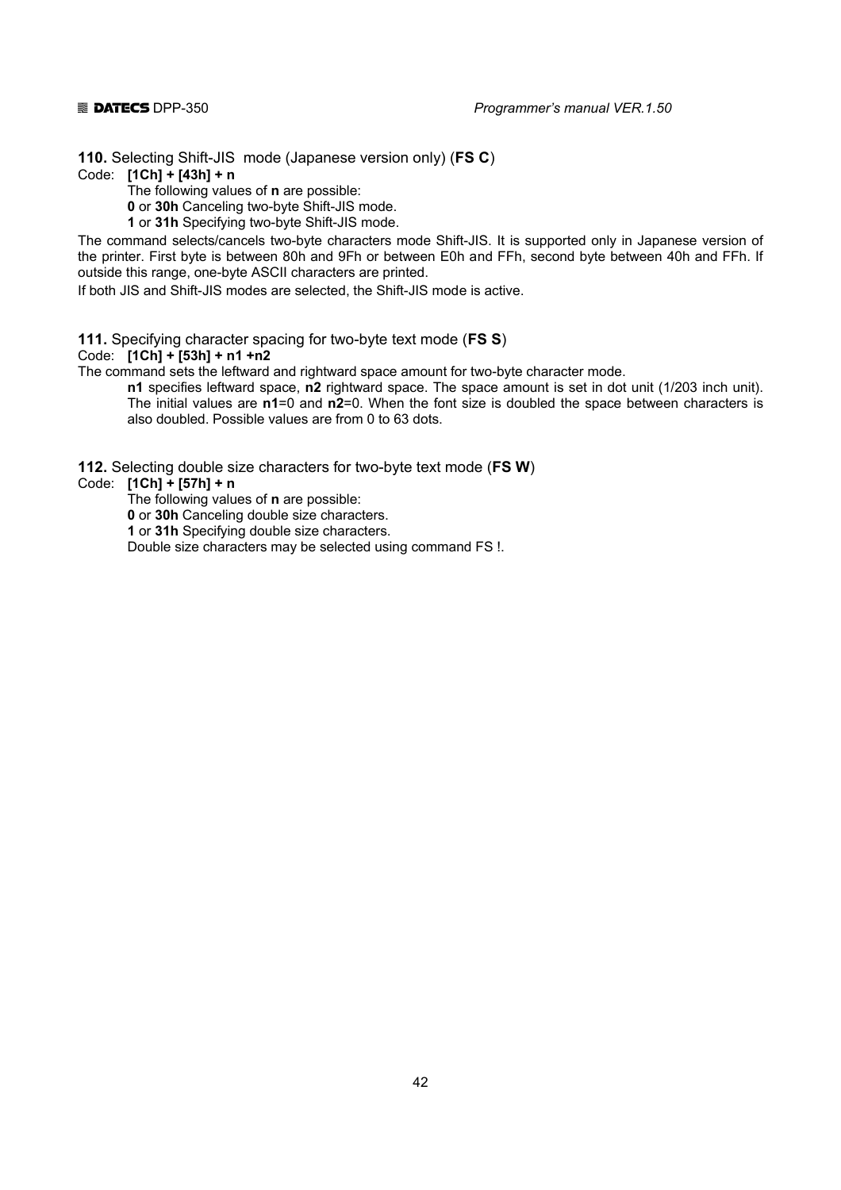**110.** Selecting Shift-JIS mode (Japanese version only) (**FS C**)

Code: **[1Ch] + [43h] + n**

The following values of **n** are possible:

**0** or **30h** Canceling two-byte Shift-JIS mode.

**1** or **31h** Specifying two-byte Shift-JIS mode.

The command selects/cancels two-byte characters mode Shift-JIS. It is supported only in Japanese version of the printer. First byte is between 80h and 9Fh or between E0h and FFh, second byte between 40h and FFh. If outside this range, one-byte ASCII characters are printed.

If both JIS and Shift-JIS modes are selected, the Shift-JIS mode is active.

**111.** Specifying character spacing for two-byte text mode (**FS S**)

Code: **[1Ch] + [53h] + n1 +n2**

The command sets the leftward and rightward space amount for two-byte character mode.

**n1** specifies leftward space, **n2** rightward space. The space amount is set in dot unit (1/203 inch unit). The initial values are **n1**=0 and **n2**=0. When the font size is doubled the space between characters is also doubled. Possible values are from 0 to 63 dots.

**112.** Selecting double size characters for two-byte text mode (**FS W**)

Code: **[1Ch] + [57h] + n**

The following values of **n** are possible:

**0** or **30h** Canceling double size characters.

**1** or **31h** Specifying double size characters.

Double size characters may be selected using command FS !.